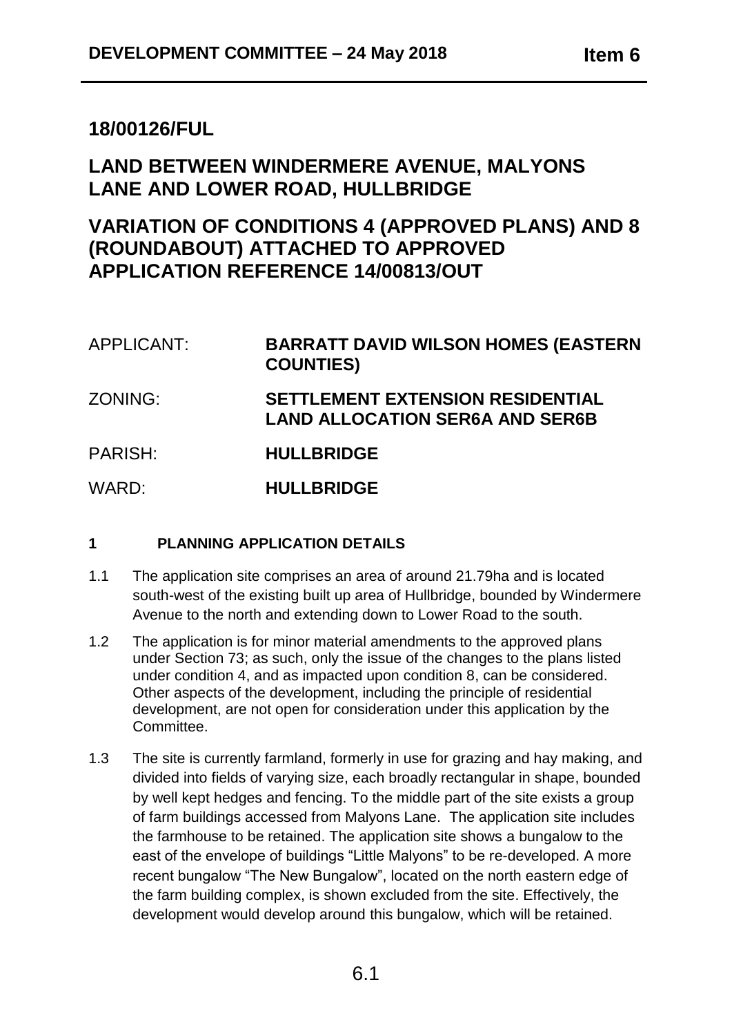## 18/00126/FUL

## LAND BETWEEN WINDERMERE AVENUE, MALYONS LANE AND LOWER ROAD, HULLBRIDGE

## VARIATION OF CONDITIONS 4 (APPROVED PLANS) AND 8 (ROUNDABOUT) ATTACHED TO APPROVED APPLICATION REFERENCE 14/00813/OUT

| | |
|---|---|
| APPLICANT: | **BARRATT DAVID WILSON HOMES (EASTERN COUNTIES)** |
| ZONING: | **SETTLEMENT EXTENSION RESIDENTIAL LAND ALLOCATION SER6A AND SER6B** |
| PARISH: | **HULLBRIDGE** |
| WARD: | **HULLBRIDGE** |

### 1 PLANNING APPLICATION DETAILS

1.1 The application site comprises an area of around 21.79ha and is located south-west of the existing built up area of Hullbridge, bounded by Windermere Avenue to the north and extending down to Lower Road to the south.

1.2 The application is for minor material amendments to the approved plans under Section 73; as such, only the issue of the changes to the plans listed under condition 4, and as impacted upon condition 8, can be considered. Other aspects of the development, including the principle of residential development, are not open for consideration under this application by the Committee.

1.3 The site is currently farmland, formerly in use for grazing and hay making, and divided into fields of varying size, each broadly rectangular in shape, bounded by well kept hedges and fencing. To the middle part of the site exists a group of farm buildings accessed from Malyons Lane. The application site includes the farmhouse to be retained. The application site shows a bungalow to the east of the envelope of buildings "Little Malyons" to be re-developed. A more recent bungalow "The New Bungalow", located on the north eastern edge of the farm building complex, is shown excluded from the site. Effectively, the development would develop around this bungalow, which will be retained.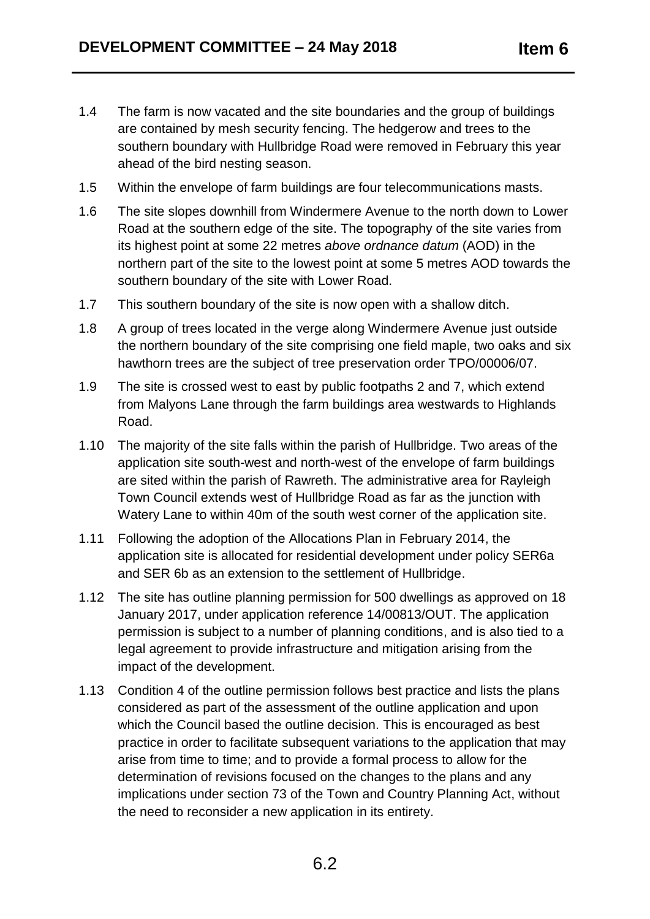1.4 The farm is now vacated and the site boundaries and the group of buildings are contained by mesh security fencing. The hedgerow and trees to the southern boundary with Hullbridge Road were removed in February this year ahead of the bird nesting season.

1.5 Within the envelope of farm buildings are four telecommunications masts.

1.6 The site slopes downhill from Windermere Avenue to the north down to Lower Road at the southern edge of the site. The topography of the site varies from its highest point at some 22 metres *above ordnance datum* (AOD) in the northern part of the site to the lowest point at some 5 metres AOD towards the southern boundary of the site with Lower Road.

1.7 This southern boundary of the site is now open with a shallow ditch.

1.8 A group of trees located in the verge along Windermere Avenue just outside the northern boundary of the site comprising one field maple, two oaks and six hawthorn trees are the subject of tree preservation order TPO/00006/07.

1.9 The site is crossed west to east by public footpaths 2 and 7, which extend from Malyons Lane through the farm buildings area westwards to Highlands Road.

1.10 The majority of the site falls within the parish of Hullbridge. Two areas of the application site south-west and north-west of the envelope of farm buildings are sited within the parish of Rawreth. The administrative area for Rayleigh Town Council extends west of Hullbridge Road as far as the junction with Watery Lane to within 40m of the south west corner of the application site.

1.11 Following the adoption of the Allocations Plan in February 2014, the application site is allocated for residential development under policy SER6a and SER 6b as an extension to the settlement of Hullbridge.

1.12 The site has outline planning permission for 500 dwellings as approved on 18 January 2017, under application reference 14/00813/OUT. The application permission is subject to a number of planning conditions, and is also tied to a legal agreement to provide infrastructure and mitigation arising from the impact of the development.

1.13 Condition 4 of the outline permission follows best practice and lists the plans considered as part of the assessment of the outline application and upon which the Council based the outline decision. This is encouraged as best practice in order to facilitate subsequent variations to the application that may arise from time to time; and to provide a formal process to allow for the determination of revisions focused on the changes to the plans and any implications under section 73 of the Town and Country Planning Act, without the need to reconsider a new application in its entirety.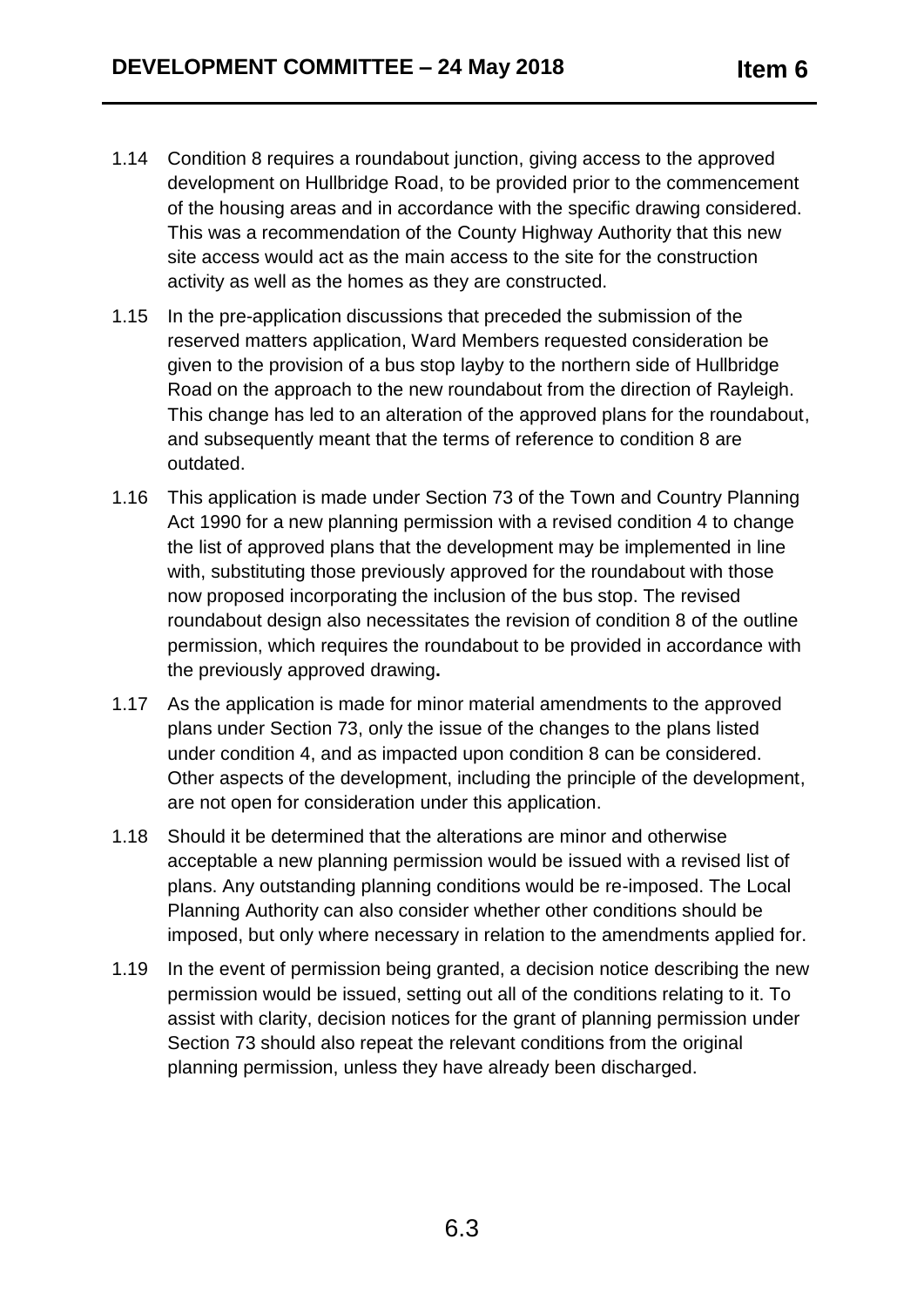1.14 Condition 8 requires a roundabout junction, giving access to the approved development on Hullbridge Road, to be provided prior to the commencement of the housing areas and in accordance with the specific drawing considered. This was a recommendation of the County Highway Authority that this new site access would act as the main access to the site for the construction activity as well as the homes as they are constructed.

1.15 In the pre-application discussions that preceded the submission of the reserved matters application, Ward Members requested consideration be given to the provision of a bus stop layby to the northern side of Hullbridge Road on the approach to the new roundabout from the direction of Rayleigh. This change has led to an alteration of the approved plans for the roundabout, and subsequently meant that the terms of reference to condition 8 are outdated.

1.16 This application is made under Section 73 of the Town and Country Planning Act 1990 for a new planning permission with a revised condition 4 to change the list of approved plans that the development may be implemented in line with, substituting those previously approved for the roundabout with those now proposed incorporating the inclusion of the bus stop. The revised roundabout design also necessitates the revision of condition 8 of the outline permission, which requires the roundabout to be provided in accordance with the previously approved drawing**.**

1.17 As the application is made for minor material amendments to the approved plans under Section 73, only the issue of the changes to the plans listed under condition 4, and as impacted upon condition 8 can be considered. Other aspects of the development, including the principle of the development, are not open for consideration under this application.

1.18 Should it be determined that the alterations are minor and otherwise acceptable a new planning permission would be issued with a revised list of plans. Any outstanding planning conditions would be re-imposed. The Local Planning Authority can also consider whether other conditions should be imposed, but only where necessary in relation to the amendments applied for.

1.19 In the event of permission being granted, a decision notice describing the new permission would be issued, setting out all of the conditions relating to it. To assist with clarity, decision notices for the grant of planning permission under Section 73 should also repeat the relevant conditions from the original planning permission, unless they have already been discharged.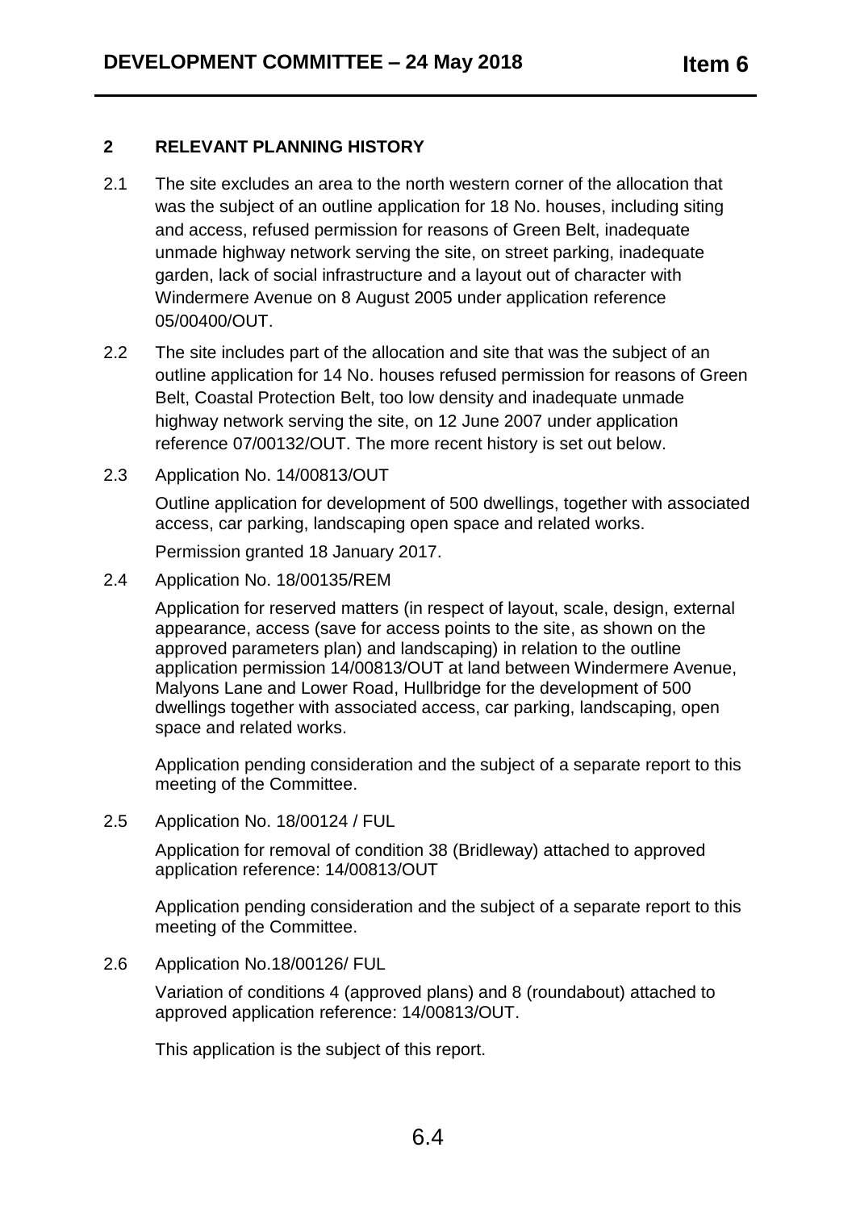## 2 RELEVANT PLANNING HISTORY

2.1 The site excludes an area to the north western corner of the allocation that was the subject of an outline application for 18 No. houses, including siting and access, refused permission for reasons of Green Belt, inadequate unmade highway network serving the site, on street parking, inadequate garden, lack of social infrastructure and a layout out of character with Windermere Avenue on 8 August 2005 under application reference 05/00400/OUT.

2.2 The site includes part of the allocation and site that was the subject of an outline application for 14 No. houses refused permission for reasons of Green Belt, Coastal Protection Belt, too low density and inadequate unmade highway network serving the site, on 12 June 2007 under application reference 07/00132/OUT. The more recent history is set out below.

2.3 Application No. 14/00813/OUT

Outline application for development of 500 dwellings, together with associated access, car parking, landscaping open space and related works.

Permission granted 18 January 2017.

2.4 Application No. 18/00135/REM

Application for reserved matters (in respect of layout, scale, design, external appearance, access (save for access points to the site, as shown on the approved parameters plan) and landscaping) in relation to the outline application permission 14/00813/OUT at land between Windermere Avenue, Malyons Lane and Lower Road, Hullbridge for the development of 500 dwellings together with associated access, car parking, landscaping, open space and related works.

Application pending consideration and the subject of a separate report to this meeting of the Committee.

2.5 Application No. 18/00124 / FUL

Application for removal of condition 38 (Bridleway) attached to approved application reference: 14/00813/OUT

Application pending consideration and the subject of a separate report to this meeting of the Committee.

2.6 Application No.18/00126/ FUL

Variation of conditions 4 (approved plans) and 8 (roundabout) attached to approved application reference: 14/00813/OUT.

This application is the subject of this report.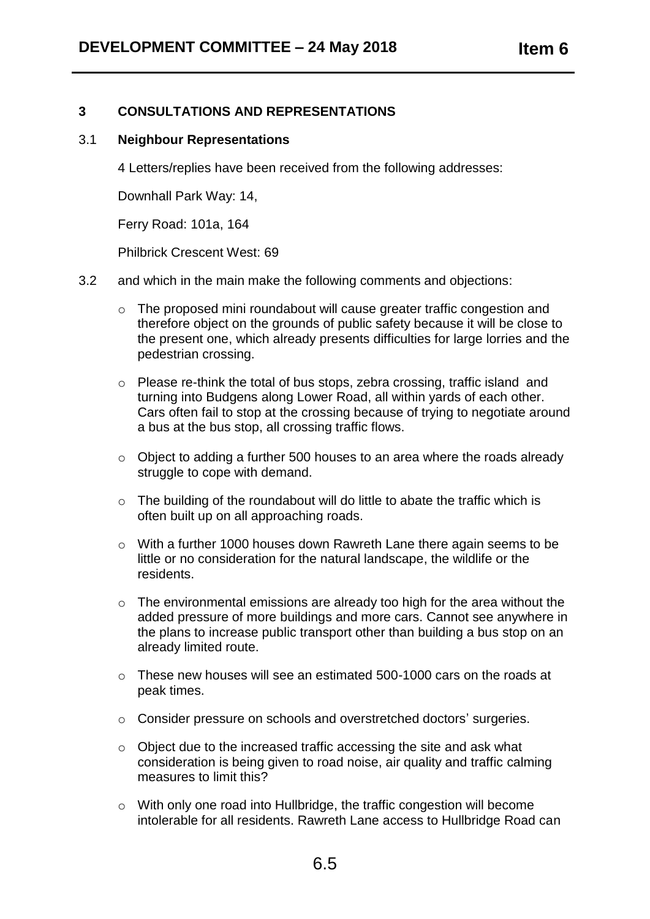## 3 CONSULTATIONS AND REPRESENTATIONS

### 3.1 Neighbour Representations

4 Letters/replies have been received from the following addresses:

Downhall Park Way: 14,

Ferry Road: 101a, 164

Philbrick Crescent West: 69

3.2 and which in the main make the following comments and objections:

- The proposed mini roundabout will cause greater traffic congestion and therefore object on the grounds of public safety because it will be close to the present one, which already presents difficulties for large lorries and the pedestrian crossing.

- Please re-think the total of bus stops, zebra crossing, traffic island and turning into Budgens along Lower Road, all within yards of each other. Cars often fail to stop at the crossing because of trying to negotiate around a bus at the bus stop, all crossing traffic flows.

- Object to adding a further 500 houses to an area where the roads already struggle to cope with demand.

- The building of the roundabout will do little to abate the traffic which is often built up on all approaching roads.

- With a further 1000 houses down Rawreth Lane there again seems to be little or no consideration for the natural landscape, the wildlife or the residents.

- The environmental emissions are already too high for the area without the added pressure of more buildings and more cars. Cannot see anywhere in the plans to increase public transport other than building a bus stop on an already limited route.

- These new houses will see an estimated 500-1000 cars on the roads at peak times.

- Consider pressure on schools and overstretched doctors' surgeries.

- Object due to the increased traffic accessing the site and ask what consideration is being given to road noise, air quality and traffic calming measures to limit this?

- With only one road into Hullbridge, the traffic congestion will become intolerable for all residents. Rawreth Lane access to Hullbridge Road can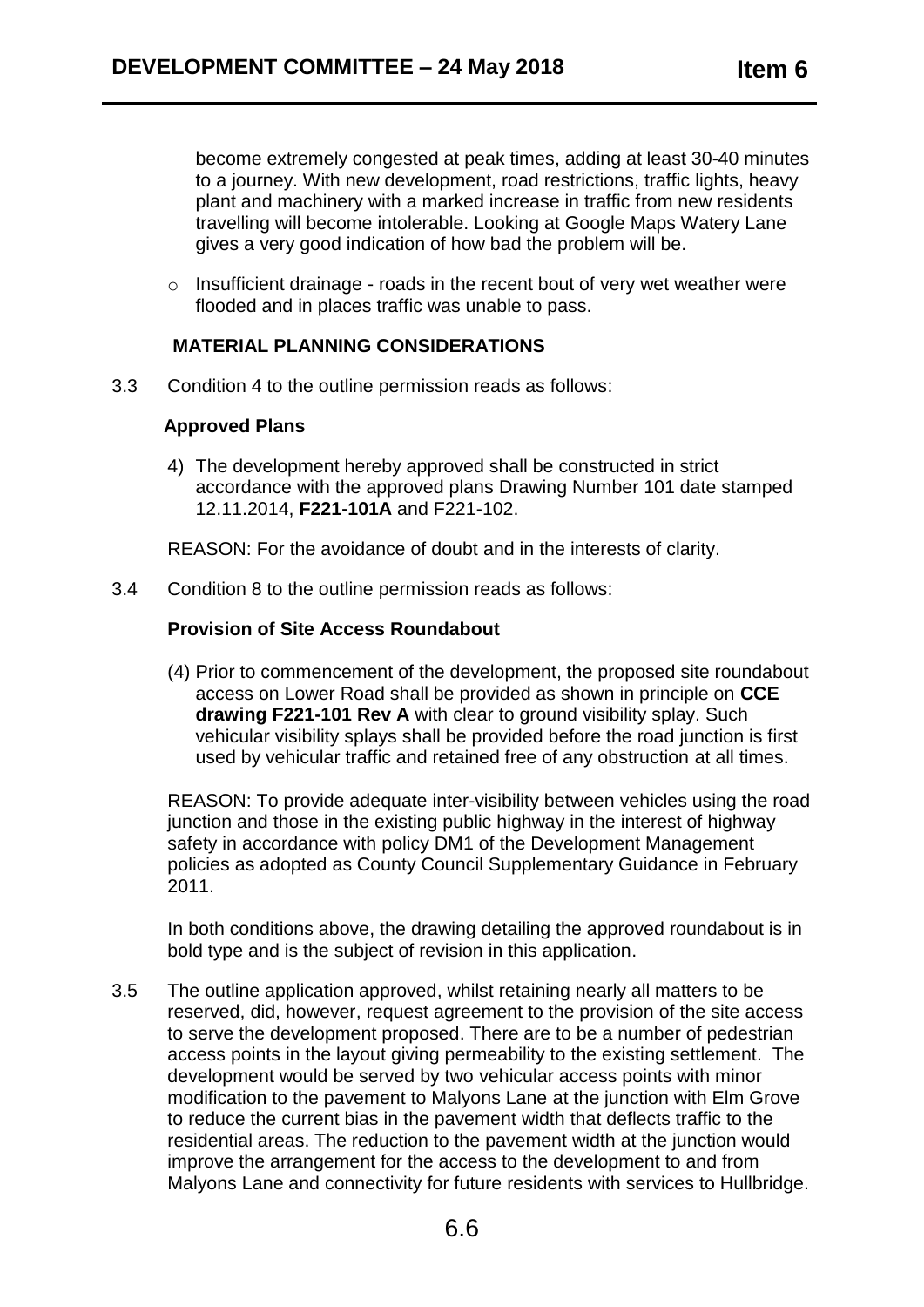become extremely congested at peak times, adding at least 30-40 minutes to a journey. With new development, road restrictions, traffic lights, heavy plant and machinery with a marked increase in traffic from new residents travelling will become intolerable. Looking at Google Maps Watery Lane gives a very good indication of how bad the problem will be.

- Insufficient drainage - roads in the recent bout of very wet weather were flooded and in places traffic was unable to pass.

**MATERIAL PLANNING CONSIDERATIONS**

3.3 Condition 4 to the outline permission reads as follows:

**Approved Plans**

4) The development hereby approved shall be constructed in strict accordance with the approved plans Drawing Number 101 date stamped 12.11.2014, **F221-101A** and F221-102.

REASON: For the avoidance of doubt and in the interests of clarity.

3.4 Condition 8 to the outline permission reads as follows:

**Provision of Site Access Roundabout**

(4) Prior to commencement of the development, the proposed site roundabout access on Lower Road shall be provided as shown in principle on **CCE drawing F221-101 Rev A** with clear to ground visibility splay. Such vehicular visibility splays shall be provided before the road junction is first used by vehicular traffic and retained free of any obstruction at all times.

REASON: To provide adequate inter-visibility between vehicles using the road junction and those in the existing public highway in the interest of highway safety in accordance with policy DM1 of the Development Management policies as adopted as County Council Supplementary Guidance in February 2011.

In both conditions above, the drawing detailing the approved roundabout is in bold type and is the subject of revision in this application.

3.5 The outline application approved, whilst retaining nearly all matters to be reserved, did, however, request agreement to the provision of the site access to serve the development proposed. There are to be a number of pedestrian access points in the layout giving permeability to the existing settlement. The development would be served by two vehicular access points with minor modification to the pavement to Malyons Lane at the junction with Elm Grove to reduce the current bias in the pavement width that deflects traffic to the residential areas. The reduction to the pavement width at the junction would improve the arrangement for the access to the development to and from Malyons Lane and connectivity for future residents with services to Hullbridge.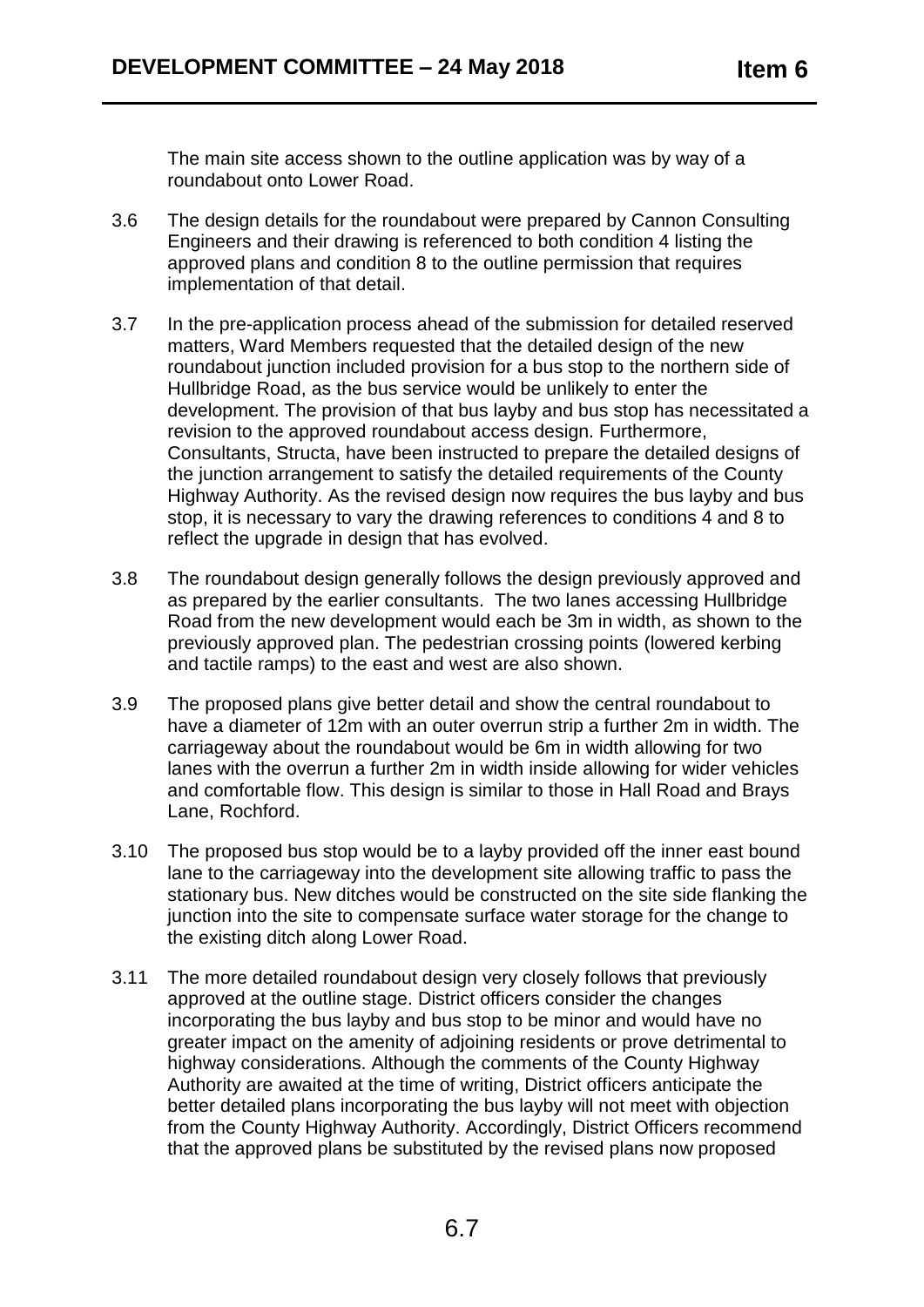The main site access shown to the outline application was by way of a roundabout onto Lower Road.

3.6 The design details for the roundabout were prepared by Cannon Consulting Engineers and their drawing is referenced to both condition 4 listing the approved plans and condition 8 to the outline permission that requires implementation of that detail.

3.7 In the pre-application process ahead of the submission for detailed reserved matters, Ward Members requested that the detailed design of the new roundabout junction included provision for a bus stop to the northern side of Hullbridge Road, as the bus service would be unlikely to enter the development. The provision of that bus layby and bus stop has necessitated a revision to the approved roundabout access design. Furthermore, Consultants, Structa, have been instructed to prepare the detailed designs of the junction arrangement to satisfy the detailed requirements of the County Highway Authority. As the revised design now requires the bus layby and bus stop, it is necessary to vary the drawing references to conditions 4 and 8 to reflect the upgrade in design that has evolved.

3.8 The roundabout design generally follows the design previously approved and as prepared by the earlier consultants. The two lanes accessing Hullbridge Road from the new development would each be 3m in width, as shown to the previously approved plan. The pedestrian crossing points (lowered kerbing and tactile ramps) to the east and west are also shown.

3.9 The proposed plans give better detail and show the central roundabout to have a diameter of 12m with an outer overrun strip a further 2m in width. The carriageway about the roundabout would be 6m in width allowing for two lanes with the overrun a further 2m in width inside allowing for wider vehicles and comfortable flow. This design is similar to those in Hall Road and Brays Lane, Rochford.

3.10 The proposed bus stop would be to a layby provided off the inner east bound lane to the carriageway into the development site allowing traffic to pass the stationary bus. New ditches would be constructed on the site side flanking the junction into the site to compensate surface water storage for the change to the existing ditch along Lower Road.

3.11 The more detailed roundabout design very closely follows that previously approved at the outline stage. District officers consider the changes incorporating the bus layby and bus stop to be minor and would have no greater impact on the amenity of adjoining residents or prove detrimental to highway considerations. Although the comments of the County Highway Authority are awaited at the time of writing, District officers anticipate the better detailed plans incorporating the bus layby will not meet with objection from the County Highway Authority. Accordingly, District Officers recommend that the approved plans be substituted by the revised plans now proposed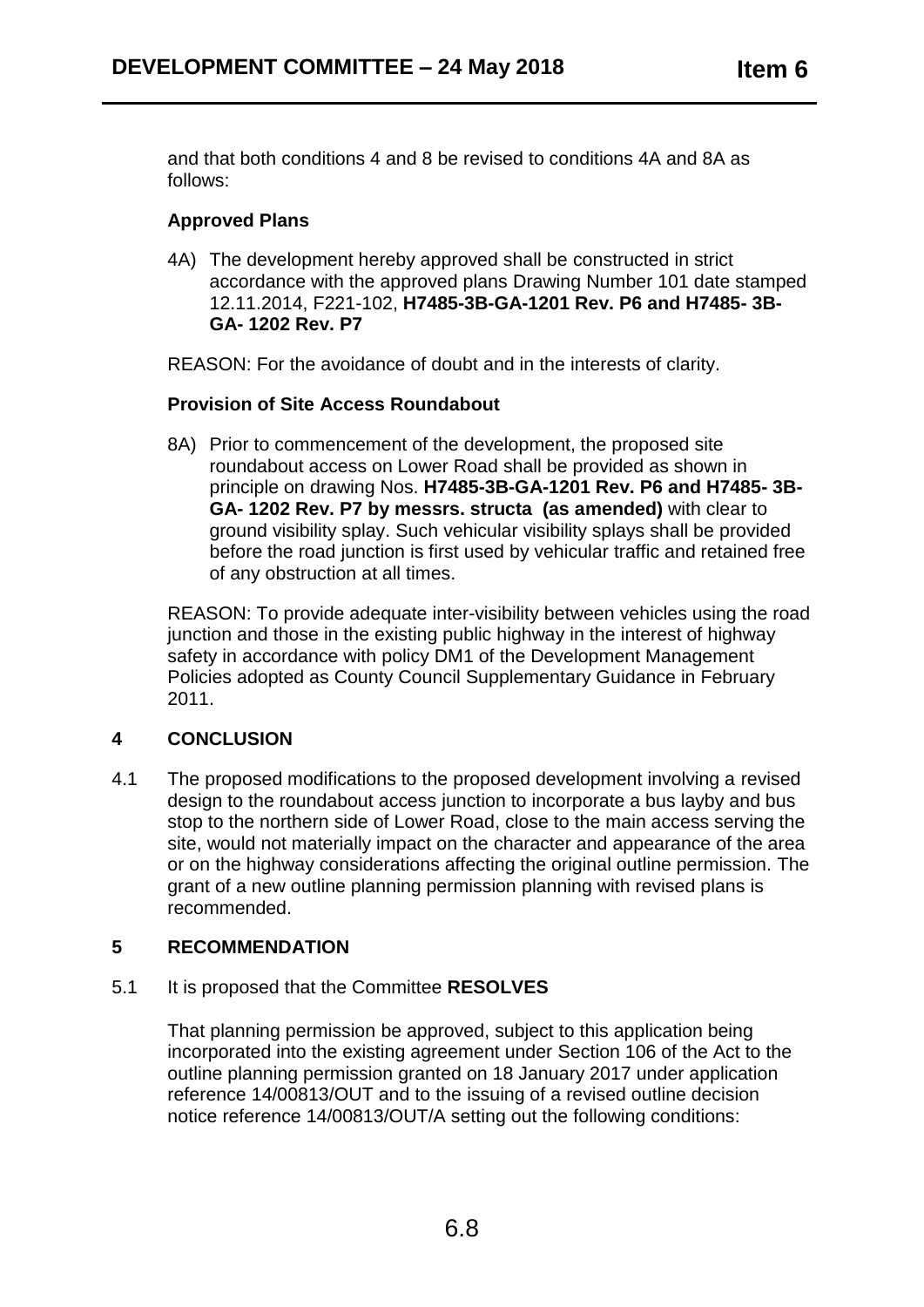and that both conditions 4 and 8 be revised to conditions 4A and 8A as follows:

**Approved Plans**

4A) The development hereby approved shall be constructed in strict accordance with the approved plans Drawing Number 101 date stamped 12.11.2014, F221-102, **H7485-3B-GA-1201 Rev. P6 and H7485- 3B-GA- 1202 Rev. P7**

REASON: For the avoidance of doubt and in the interests of clarity.

**Provision of Site Access Roundabout**

8A) Prior to commencement of the development, the proposed site roundabout access on Lower Road shall be provided as shown in principle on drawing Nos. **H7485-3B-GA-1201 Rev. P6 and H7485- 3B-GA- 1202 Rev. P7 by messrs. structa (as amended)** with clear to ground visibility splay. Such vehicular visibility splays shall be provided before the road junction is first used by vehicular traffic and retained free of any obstruction at all times.

REASON: To provide adequate inter-visibility between vehicles using the road junction and those in the existing public highway in the interest of highway safety in accordance with policy DM1 of the Development Management Policies adopted as County Council Supplementary Guidance in February 2011.

## 4 CONCLUSION

4.1 The proposed modifications to the proposed development involving a revised design to the roundabout access junction to incorporate a bus layby and bus stop to the northern side of Lower Road, close to the main access serving the site, would not materially impact on the character and appearance of the area or on the highway considerations affecting the original outline permission. The grant of a new outline planning permission planning with revised plans is recommended.

## 5 RECOMMENDATION

5.1 It is proposed that the Committee **RESOLVES**

That planning permission be approved, subject to this application being incorporated into the existing agreement under Section 106 of the Act to the outline planning permission granted on 18 January 2017 under application reference 14/00813/OUT and to the issuing of a revised outline decision notice reference 14/00813/OUT/A setting out the following conditions: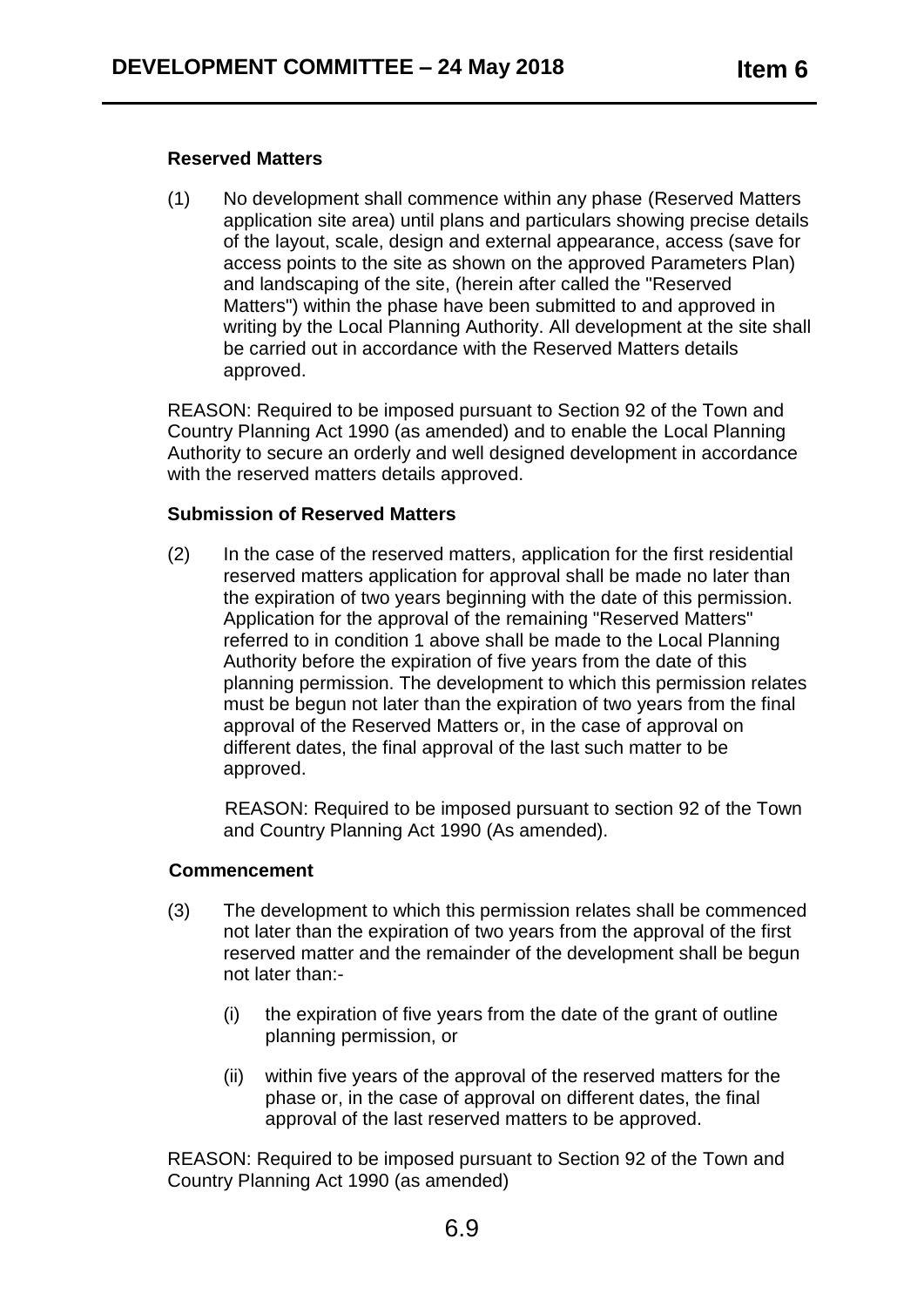**Reserved Matters**

(1) No development shall commence within any phase (Reserved Matters application site area) until plans and particulars showing precise details of the layout, scale, design and external appearance, access (save for access points to the site as shown on the approved Parameters Plan) and landscaping of the site, (herein after called the "Reserved Matters") within the phase have been submitted to and approved in writing by the Local Planning Authority. All development at the site shall be carried out in accordance with the Reserved Matters details approved.

REASON: Required to be imposed pursuant to Section 92 of the Town and Country Planning Act 1990 (as amended) and to enable the Local Planning Authority to secure an orderly and well designed development in accordance with the reserved matters details approved.

**Submission of Reserved Matters**

(2) In the case of the reserved matters, application for the first residential reserved matters application for approval shall be made no later than the expiration of two years beginning with the date of this permission. Application for the approval of the remaining "Reserved Matters" referred to in condition 1 above shall be made to the Local Planning Authority before the expiration of five years from the date of this planning permission. The development to which this permission relates must be begun not later than the expiration of two years from the final approval of the Reserved Matters or, in the case of approval on different dates, the final approval of the last such matter to be approved.

REASON: Required to be imposed pursuant to section 92 of the Town and Country Planning Act 1990 (As amended).

**Commencement**

(3) The development to which this permission relates shall be commenced not later than the expiration of two years from the approval of the first reserved matter and the remainder of the development shall be begun not later than:-

(i) the expiration of five years from the date of the grant of outline planning permission, or

(ii) within five years of the approval of the reserved matters for the phase or, in the case of approval on different dates, the final approval of the last reserved matters to be approved.

REASON: Required to be imposed pursuant to Section 92 of the Town and Country Planning Act 1990 (as amended)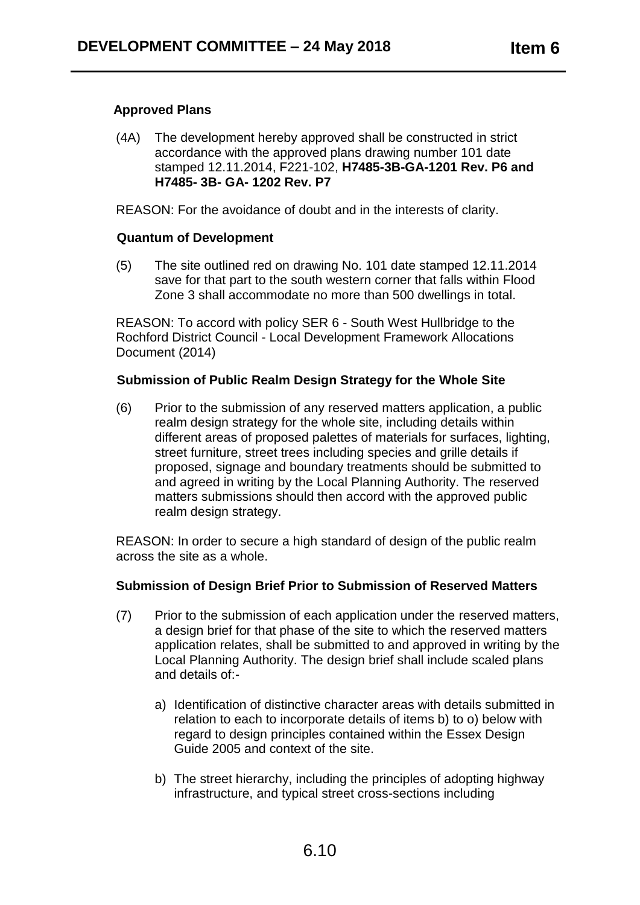### Approved Plans

(4A) The development hereby approved shall be constructed in strict accordance with the approved plans drawing number 101 date stamped 12.11.2014, F221-102, **H7485-3B-GA-1201 Rev. P6 and H7485- 3B- GA- 1202 Rev. P7**

REASON: For the avoidance of doubt and in the interests of clarity.

### Quantum of Development

(5) The site outlined red on drawing No. 101 date stamped 12.11.2014 save for that part to the south western corner that falls within Flood Zone 3 shall accommodate no more than 500 dwellings in total.

REASON: To accord with policy SER 6 - South West Hullbridge to the Rochford District Council - Local Development Framework Allocations Document (2014)

### Submission of Public Realm Design Strategy for the Whole Site

(6) Prior to the submission of any reserved matters application, a public realm design strategy for the whole site, including details within different areas of proposed palettes of materials for surfaces, lighting, street furniture, street trees including species and grille details if proposed, signage and boundary treatments should be submitted to and agreed in writing by the Local Planning Authority. The reserved matters submissions should then accord with the approved public realm design strategy.

REASON: In order to secure a high standard of design of the public realm across the site as a whole.

### Submission of Design Brief Prior to Submission of Reserved Matters

(7) Prior to the submission of each application under the reserved matters, a design brief for that phase of the site to which the reserved matters application relates, shall be submitted to and approved in writing by the Local Planning Authority. The design brief shall include scaled plans and details of:-

a) Identification of distinctive character areas with details submitted in relation to each to incorporate details of items b) to o) below with regard to design principles contained within the Essex Design Guide 2005 and context of the site.

b) The street hierarchy, including the principles of adopting highway infrastructure, and typical street cross-sections including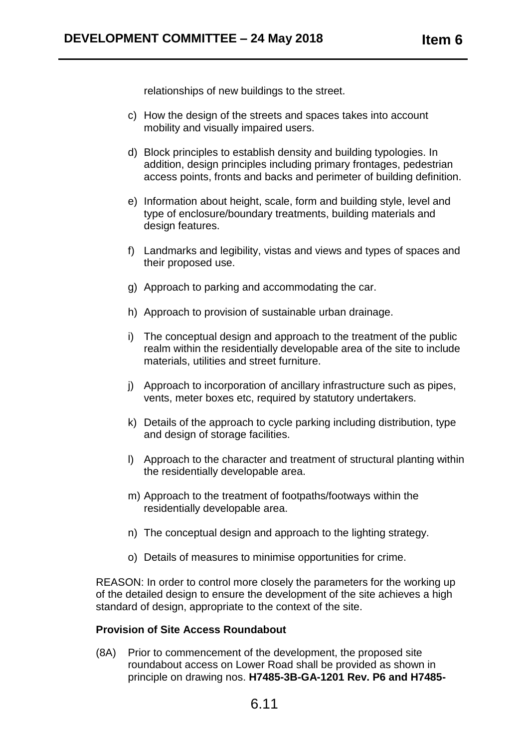relationships of new buildings to the street.

c) How the design of the streets and spaces takes into account mobility and visually impaired users.

d) Block principles to establish density and building typologies. In addition, design principles including primary frontages, pedestrian access points, fronts and backs and perimeter of building definition.

e) Information about height, scale, form and building style, level and type of enclosure/boundary treatments, building materials and design features.

f) Landmarks and legibility, vistas and views and types of spaces and their proposed use.

g) Approach to parking and accommodating the car.

h) Approach to provision of sustainable urban drainage.

i) The conceptual design and approach to the treatment of the public realm within the residentially developable area of the site to include materials, utilities and street furniture.

j) Approach to incorporation of ancillary infrastructure such as pipes, vents, meter boxes etc, required by statutory undertakers.

k) Details of the approach to cycle parking including distribution, type and design of storage facilities.

l) Approach to the character and treatment of structural planting within the residentially developable area.

m) Approach to the treatment of footpaths/footways within the residentially developable area.

n) The conceptual design and approach to the lighting strategy.

o) Details of measures to minimise opportunities for crime.

REASON: In order to control more closely the parameters for the working up of the detailed design to ensure the development of the site achieves a high standard of design, appropriate to the context of the site.

**Provision of Site Access Roundabout**

(8A) Prior to commencement of the development, the proposed site roundabout access on Lower Road shall be provided as shown in principle on drawing nos. **H7485-3B-GA-1201 Rev. P6 and H7485-**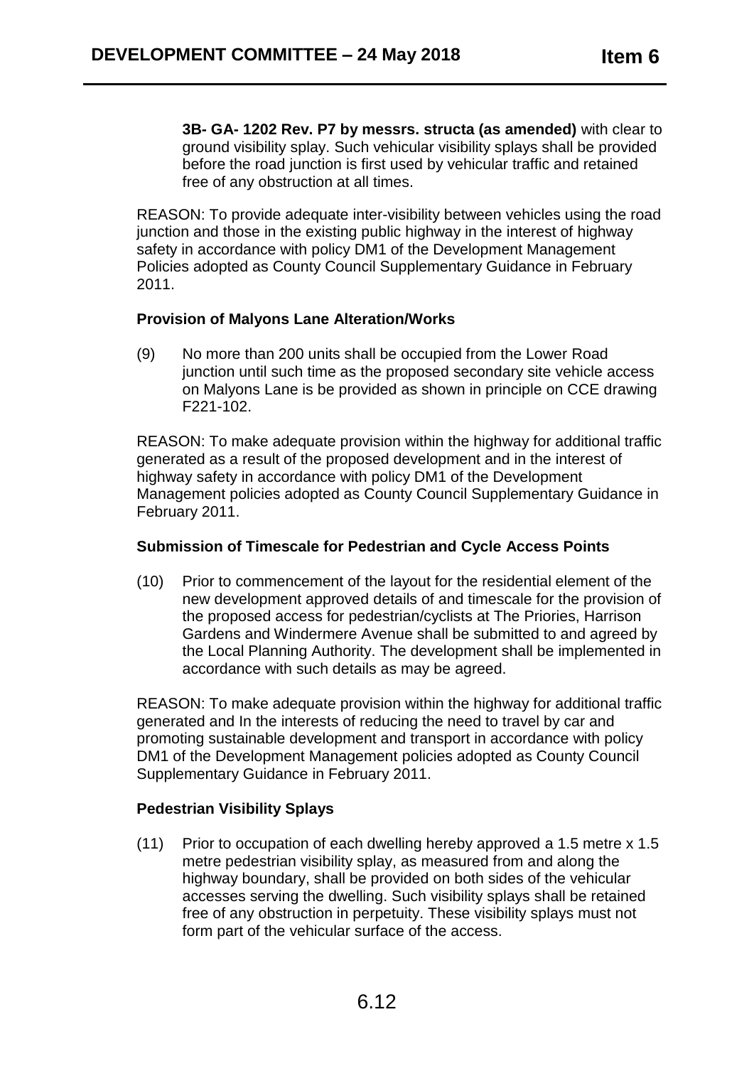**3B- GA- 1202 Rev. P7 by messrs. structa (as amended)** with clear to ground visibility splay. Such vehicular visibility splays shall be provided before the road junction is first used by vehicular traffic and retained free of any obstruction at all times.

REASON: To provide adequate inter-visibility between vehicles using the road junction and those in the existing public highway in the interest of highway safety in accordance with policy DM1 of the Development Management Policies adopted as County Council Supplementary Guidance in February 2011.

**Provision of Malyons Lane Alteration/Works**

(9) No more than 200 units shall be occupied from the Lower Road junction until such time as the proposed secondary site vehicle access on Malyons Lane is be provided as shown in principle on CCE drawing F221-102.

REASON: To make adequate provision within the highway for additional traffic generated as a result of the proposed development and in the interest of highway safety in accordance with policy DM1 of the Development Management policies adopted as County Council Supplementary Guidance in February 2011.

**Submission of Timescale for Pedestrian and Cycle Access Points**

(10) Prior to commencement of the layout for the residential element of the new development approved details of and timescale for the provision of the proposed access for pedestrian/cyclists at The Priories, Harrison Gardens and Windermere Avenue shall be submitted to and agreed by the Local Planning Authority. The development shall be implemented in accordance with such details as may be agreed.

REASON: To make adequate provision within the highway for additional traffic generated and In the interests of reducing the need to travel by car and promoting sustainable development and transport in accordance with policy DM1 of the Development Management policies adopted as County Council Supplementary Guidance in February 2011.

**Pedestrian Visibility Splays**

(11) Prior to occupation of each dwelling hereby approved a 1.5 metre x 1.5 metre pedestrian visibility splay, as measured from and along the highway boundary, shall be provided on both sides of the vehicular accesses serving the dwelling. Such visibility splays shall be retained free of any obstruction in perpetuity. These visibility splays must not form part of the vehicular surface of the access.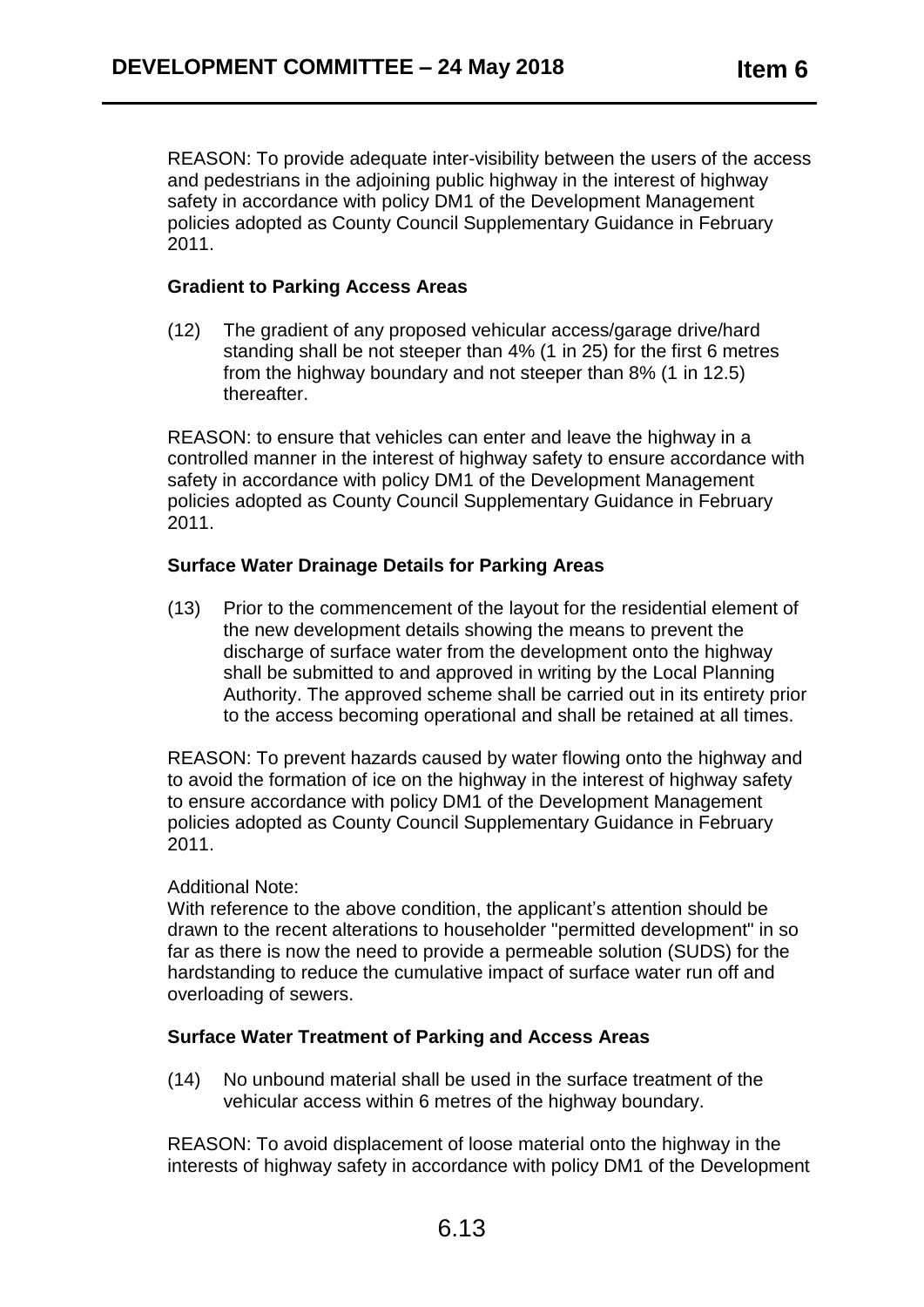REASON: To provide adequate inter-visibility between the users of the access and pedestrians in the adjoining public highway in the interest of highway safety in accordance with policy DM1 of the Development Management policies adopted as County Council Supplementary Guidance in February 2011.

**Gradient to Parking Access Areas**

(12) The gradient of any proposed vehicular access/garage drive/hard standing shall be not steeper than 4% (1 in 25) for the first 6 metres from the highway boundary and not steeper than 8% (1 in 12.5) thereafter.

REASON: to ensure that vehicles can enter and leave the highway in a controlled manner in the interest of highway safety to ensure accordance with safety in accordance with policy DM1 of the Development Management policies adopted as County Council Supplementary Guidance in February 2011.

**Surface Water Drainage Details for Parking Areas**

(13) Prior to the commencement of the layout for the residential element of the new development details showing the means to prevent the discharge of surface water from the development onto the highway shall be submitted to and approved in writing by the Local Planning Authority. The approved scheme shall be carried out in its entirety prior to the access becoming operational and shall be retained at all times.

REASON: To prevent hazards caused by water flowing onto the highway and to avoid the formation of ice on the highway in the interest of highway safety to ensure accordance with policy DM1 of the Development Management policies adopted as County Council Supplementary Guidance in February 2011.

Additional Note:
With reference to the above condition, the applicant's attention should be drawn to the recent alterations to householder "permitted development" in so far as there is now the need to provide a permeable solution (SUDS) for the hardstanding to reduce the cumulative impact of surface water run off and overloading of sewers.

**Surface Water Treatment of Parking and Access Areas**

(14) No unbound material shall be used in the surface treatment of the vehicular access within 6 metres of the highway boundary.

REASON: To avoid displacement of loose material onto the highway in the interests of highway safety in accordance with policy DM1 of the Development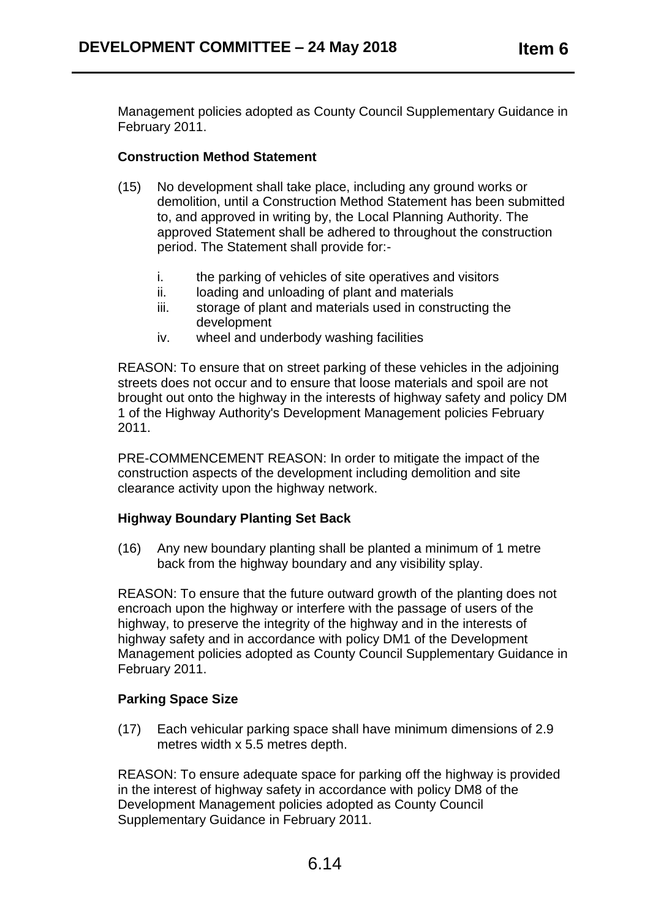Management policies adopted as County Council Supplementary Guidance in February 2011.

**Construction Method Statement**

(15) No development shall take place, including any ground works or demolition, until a Construction Method Statement has been submitted to, and approved in writing by, the Local Planning Authority. The approved Statement shall be adhered to throughout the construction period. The Statement shall provide for:-

i. the parking of vehicles of site operatives and visitors
ii. loading and unloading of plant and materials
iii. storage of plant and materials used in constructing the development
iv. wheel and underbody washing facilities

REASON: To ensure that on street parking of these vehicles in the adjoining streets does not occur and to ensure that loose materials and spoil are not brought out onto the highway in the interests of highway safety and policy DM 1 of the Highway Authority's Development Management policies February 2011.

PRE-COMMENCEMENT REASON: In order to mitigate the impact of the construction aspects of the development including demolition and site clearance activity upon the highway network.

**Highway Boundary Planting Set Back**

(16) Any new boundary planting shall be planted a minimum of 1 metre back from the highway boundary and any visibility splay.

REASON: To ensure that the future outward growth of the planting does not encroach upon the highway or interfere with the passage of users of the highway, to preserve the integrity of the highway and in the interests of highway safety and in accordance with policy DM1 of the Development Management policies adopted as County Council Supplementary Guidance in February 2011.

**Parking Space Size**

(17) Each vehicular parking space shall have minimum dimensions of 2.9 metres width x 5.5 metres depth.

REASON: To ensure adequate space for parking off the highway is provided in the interest of highway safety in accordance with policy DM8 of the Development Management policies adopted as County Council Supplementary Guidance in February 2011.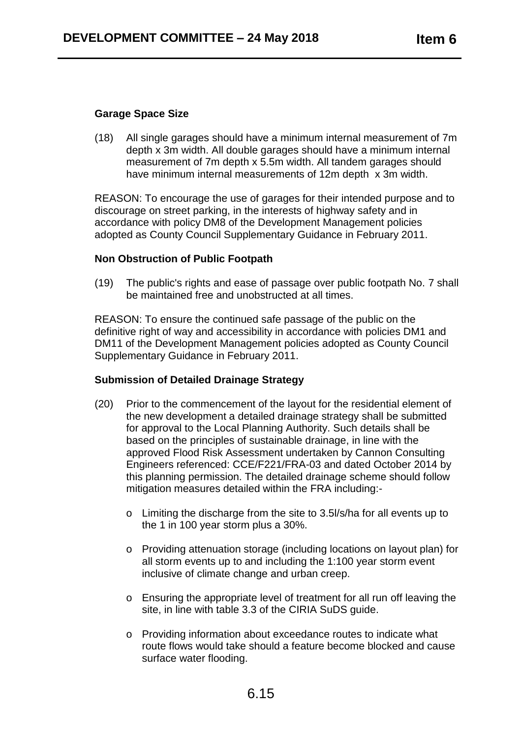**Garage Space Size**

(18) All single garages should have a minimum internal measurement of 7m depth x 3m width. All double garages should have a minimum internal measurement of 7m depth x 5.5m width. All tandem garages should have minimum internal measurements of 12m depth x 3m width.

REASON: To encourage the use of garages for their intended purpose and to discourage on street parking, in the interests of highway safety and in accordance with policy DM8 of the Development Management policies adopted as County Council Supplementary Guidance in February 2011.

**Non Obstruction of Public Footpath**

(19) The public's rights and ease of passage over public footpath No. 7 shall be maintained free and unobstructed at all times.

REASON: To ensure the continued safe passage of the public on the definitive right of way and accessibility in accordance with policies DM1 and DM11 of the Development Management policies adopted as County Council Supplementary Guidance in February 2011.

**Submission of Detailed Drainage Strategy**

(20) Prior to the commencement of the layout for the residential element of the new development a detailed drainage strategy shall be submitted for approval to the Local Planning Authority. Such details shall be based on the principles of sustainable drainage, in line with the approved Flood Risk Assessment undertaken by Cannon Consulting Engineers referenced: CCE/F221/FRA-03 and dated October 2014 by this planning permission. The detailed drainage scheme should follow mitigation measures detailed within the FRA including:-

- Limiting the discharge from the site to 3.5l/s/ha for all events up to the 1 in 100 year storm plus a 30%.
- Providing attenuation storage (including locations on layout plan) for all storm events up to and including the 1:100 year storm event inclusive of climate change and urban creep.
- Ensuring the appropriate level of treatment for all run off leaving the site, in line with table 3.3 of the CIRIA SuDS guide.
- Providing information about exceedance routes to indicate what route flows would take should a feature become blocked and cause surface water flooding.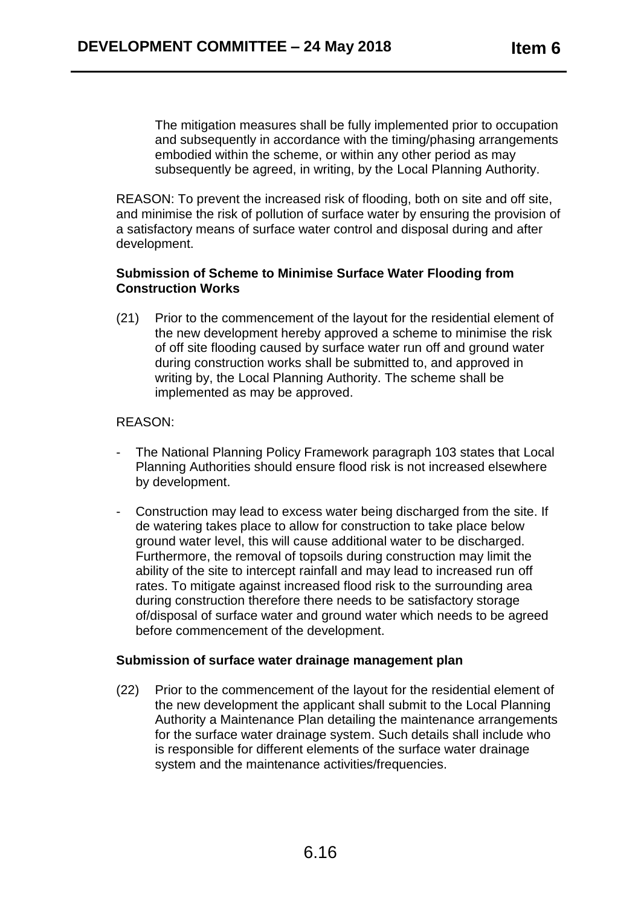The mitigation measures shall be fully implemented prior to occupation and subsequently in accordance with the timing/phasing arrangements embodied within the scheme, or within any other period as may subsequently be agreed, in writing, by the Local Planning Authority.

REASON: To prevent the increased risk of flooding, both on site and off site, and minimise the risk of pollution of surface water by ensuring the provision of a satisfactory means of surface water control and disposal during and after development.

**Submission of Scheme to Minimise Surface Water Flooding from Construction Works**

(21) Prior to the commencement of the layout for the residential element of the new development hereby approved a scheme to minimise the risk of off site flooding caused by surface water run off and ground water during construction works shall be submitted to, and approved in writing by, the Local Planning Authority. The scheme shall be implemented as may be approved.

REASON:

- The National Planning Policy Framework paragraph 103 states that Local Planning Authorities should ensure flood risk is not increased elsewhere by development.
- Construction may lead to excess water being discharged from the site. If de watering takes place to allow for construction to take place below ground water level, this will cause additional water to be discharged. Furthermore, the removal of topsoils during construction may limit the ability of the site to intercept rainfall and may lead to increased run off rates. To mitigate against increased flood risk to the surrounding area during construction therefore there needs to be satisfactory storage of/disposal of surface water and ground water which needs to be agreed before commencement of the development.

**Submission of surface water drainage management plan**

(22) Prior to the commencement of the layout for the residential element of the new development the applicant shall submit to the Local Planning Authority a Maintenance Plan detailing the maintenance arrangements for the surface water drainage system. Such details shall include who is responsible for different elements of the surface water drainage system and the maintenance activities/frequencies.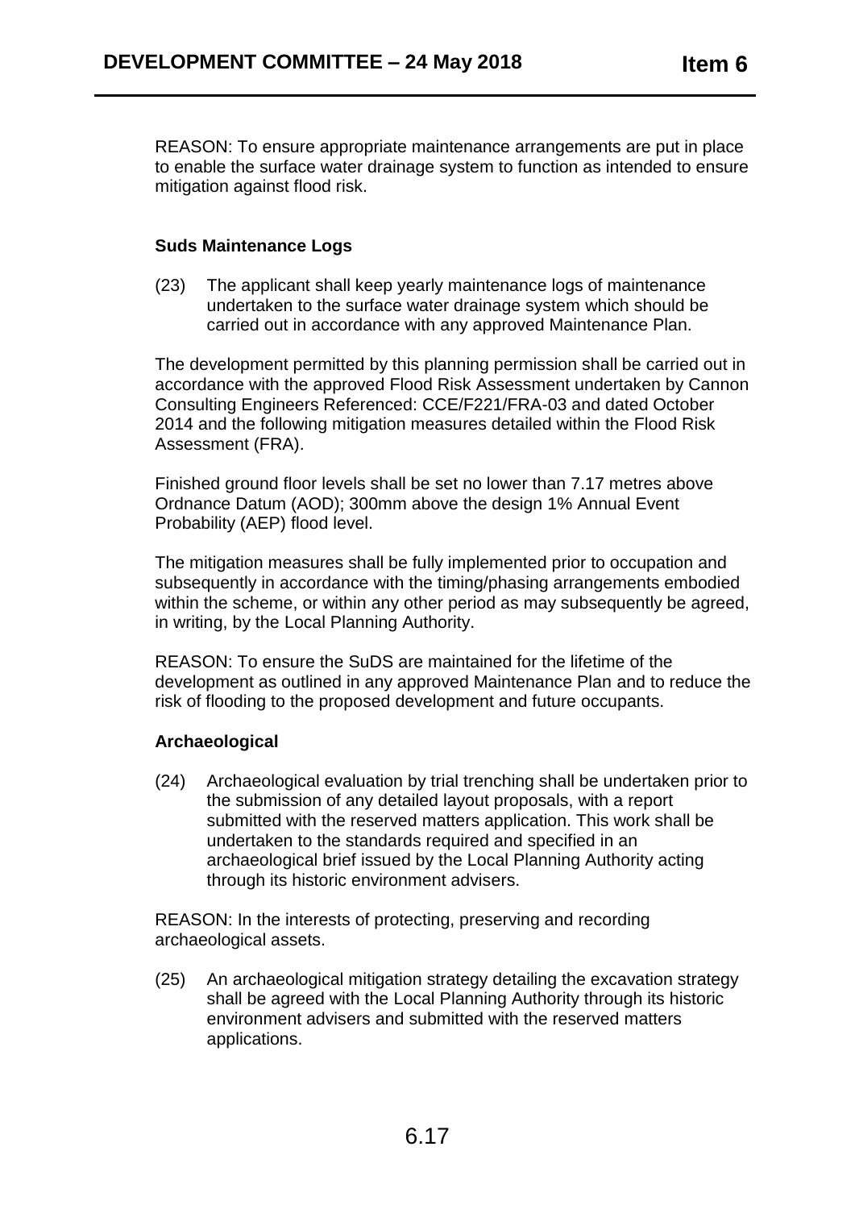REASON: To ensure appropriate maintenance arrangements are put in place to enable the surface water drainage system to function as intended to ensure mitigation against flood risk.

**Suds Maintenance Logs**

(23) The applicant shall keep yearly maintenance logs of maintenance undertaken to the surface water drainage system which should be carried out in accordance with any approved Maintenance Plan.

The development permitted by this planning permission shall be carried out in accordance with the approved Flood Risk Assessment undertaken by Cannon Consulting Engineers Referenced: CCE/F221/FRA-03 and dated October 2014 and the following mitigation measures detailed within the Flood Risk Assessment (FRA).

Finished ground floor levels shall be set no lower than 7.17 metres above Ordnance Datum (AOD); 300mm above the design 1% Annual Event Probability (AEP) flood level.

The mitigation measures shall be fully implemented prior to occupation and subsequently in accordance with the timing/phasing arrangements embodied within the scheme, or within any other period as may subsequently be agreed, in writing, by the Local Planning Authority.

REASON: To ensure the SuDS are maintained for the lifetime of the development as outlined in any approved Maintenance Plan and to reduce the risk of flooding to the proposed development and future occupants.

**Archaeological**

(24) Archaeological evaluation by trial trenching shall be undertaken prior to the submission of any detailed layout proposals, with a report submitted with the reserved matters application. This work shall be undertaken to the standards required and specified in an archaeological brief issued by the Local Planning Authority acting through its historic environment advisers.

REASON: In the interests of protecting, preserving and recording archaeological assets.

(25) An archaeological mitigation strategy detailing the excavation strategy shall be agreed with the Local Planning Authority through its historic environment advisers and submitted with the reserved matters applications.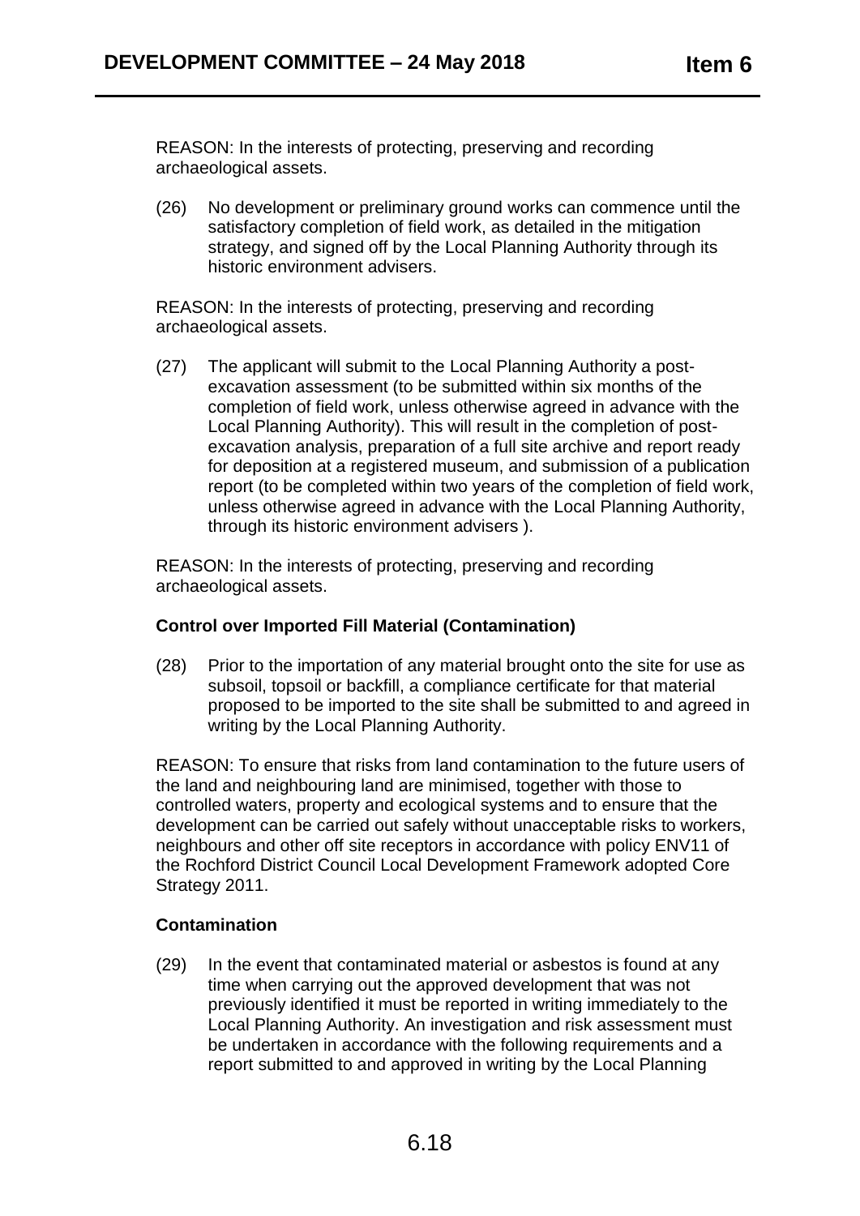REASON: In the interests of protecting, preserving and recording archaeological assets.

(26) No development or preliminary ground works can commence until the satisfactory completion of field work, as detailed in the mitigation strategy, and signed off by the Local Planning Authority through its historic environment advisers.

REASON: In the interests of protecting, preserving and recording archaeological assets.

(27) The applicant will submit to the Local Planning Authority a post-excavation assessment (to be submitted within six months of the completion of field work, unless otherwise agreed in advance with the Local Planning Authority). This will result in the completion of post-excavation analysis, preparation of a full site archive and report ready for deposition at a registered museum, and submission of a publication report (to be completed within two years of the completion of field work, unless otherwise agreed in advance with the Local Planning Authority, through its historic environment advisers ).

REASON: In the interests of protecting, preserving and recording archaeological assets.

**Control over Imported Fill Material (Contamination)**

(28) Prior to the importation of any material brought onto the site for use as subsoil, topsoil or backfill, a compliance certificate for that material proposed to be imported to the site shall be submitted to and agreed in writing by the Local Planning Authority.

REASON: To ensure that risks from land contamination to the future users of the land and neighbouring land are minimised, together with those to controlled waters, property and ecological systems and to ensure that the development can be carried out safely without unacceptable risks to workers, neighbours and other off site receptors in accordance with policy ENV11 of the Rochford District Council Local Development Framework adopted Core Strategy 2011.

**Contamination**

(29) In the event that contaminated material or asbestos is found at any time when carrying out the approved development that was not previously identified it must be reported in writing immediately to the Local Planning Authority. An investigation and risk assessment must be undertaken in accordance with the following requirements and a report submitted to and approved in writing by the Local Planning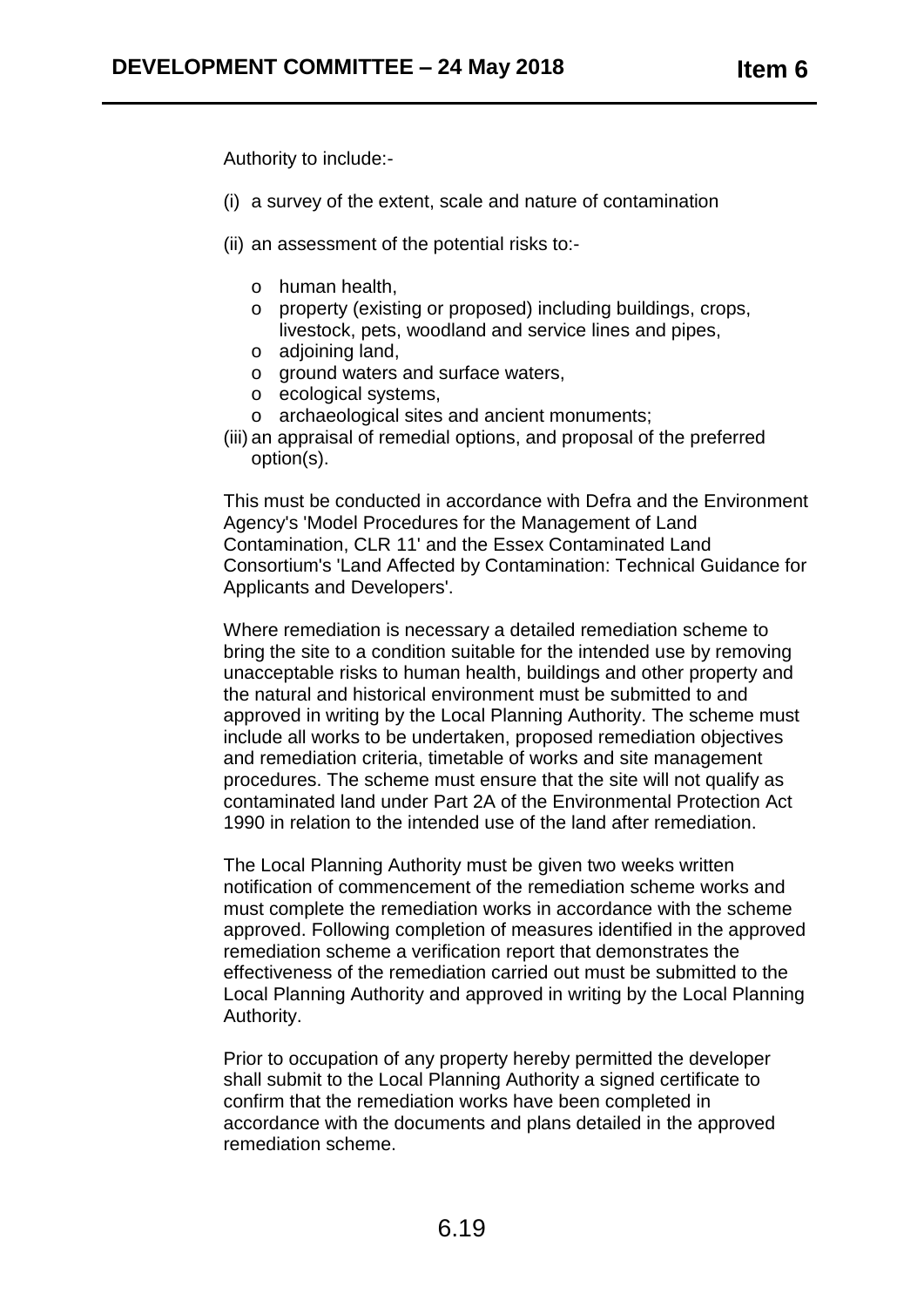Authority to include:-

(i) a survey of the extent, scale and nature of contamination

(ii) an assessment of the potential risks to:-

   - human health,
   - property (existing or proposed) including buildings, crops, livestock, pets, woodland and service lines and pipes,
   - adjoining land,
   - ground waters and surface waters,
   - ecological systems,
   - archaeological sites and ancient monuments;

(iii) an appraisal of remedial options, and proposal of the preferred option(s).

This must be conducted in accordance with Defra and the Environment Agency's 'Model Procedures for the Management of Land Contamination, CLR 11' and the Essex Contaminated Land Consortium's 'Land Affected by Contamination: Technical Guidance for Applicants and Developers'.

Where remediation is necessary a detailed remediation scheme to bring the site to a condition suitable for the intended use by removing unacceptable risks to human health, buildings and other property and the natural and historical environment must be submitted to and approved in writing by the Local Planning Authority. The scheme must include all works to be undertaken, proposed remediation objectives and remediation criteria, timetable of works and site management procedures. The scheme must ensure that the site will not qualify as contaminated land under Part 2A of the Environmental Protection Act 1990 in relation to the intended use of the land after remediation.

The Local Planning Authority must be given two weeks written notification of commencement of the remediation scheme works and must complete the remediation works in accordance with the scheme approved. Following completion of measures identified in the approved remediation scheme a verification report that demonstrates the effectiveness of the remediation carried out must be submitted to the Local Planning Authority and approved in writing by the Local Planning Authority.

Prior to occupation of any property hereby permitted the developer shall submit to the Local Planning Authority a signed certificate to confirm that the remediation works have been completed in accordance with the documents and plans detailed in the approved remediation scheme.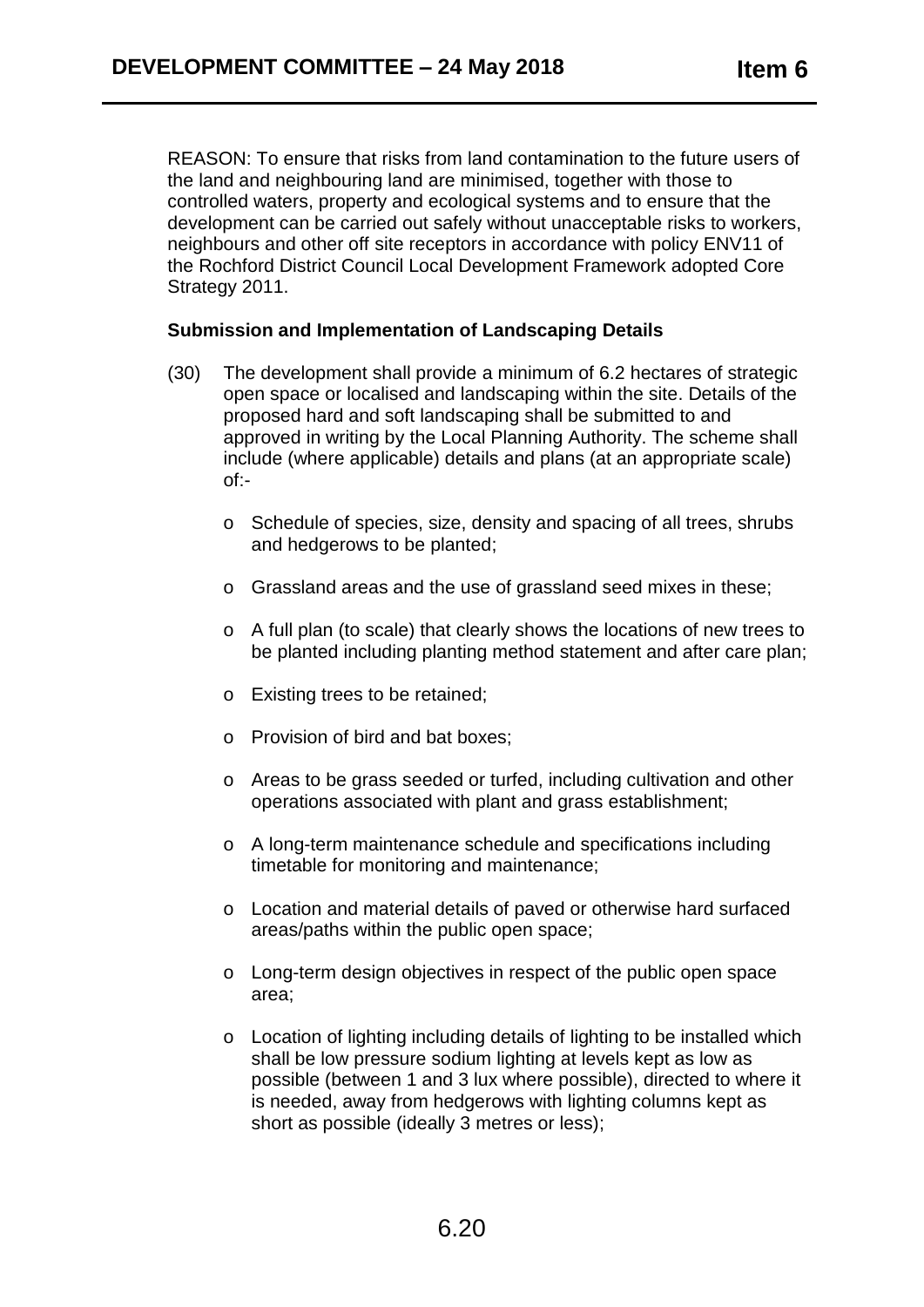REASON: To ensure that risks from land contamination to the future users of the land and neighbouring land are minimised, together with those to controlled waters, property and ecological systems and to ensure that the development can be carried out safely without unacceptable risks to workers, neighbours and other off site receptors in accordance with policy ENV11 of the Rochford District Council Local Development Framework adopted Core Strategy 2011.

**Submission and Implementation of Landscaping Details**

(30) The development shall provide a minimum of 6.2 hectares of strategic open space or localised and landscaping within the site. Details of the proposed hard and soft landscaping shall be submitted to and approved in writing by the Local Planning Authority. The scheme shall include (where applicable) details and plans (at an appropriate scale) of:-

- Schedule of species, size, density and spacing of all trees, shrubs and hedgerows to be planted;
- Grassland areas and the use of grassland seed mixes in these;
- A full plan (to scale) that clearly shows the locations of new trees to be planted including planting method statement and after care plan;
- Existing trees to be retained;
- Provision of bird and bat boxes;
- Areas to be grass seeded or turfed, including cultivation and other operations associated with plant and grass establishment;
- A long-term maintenance schedule and specifications including timetable for monitoring and maintenance;
- Location and material details of paved or otherwise hard surfaced areas/paths within the public open space;
- Long-term design objectives in respect of the public open space area;
- Location of lighting including details of lighting to be installed which shall be low pressure sodium lighting at levels kept as low as possible (between 1 and 3 lux where possible), directed to where it is needed, away from hedgerows with lighting columns kept as short as possible (ideally 3 metres or less);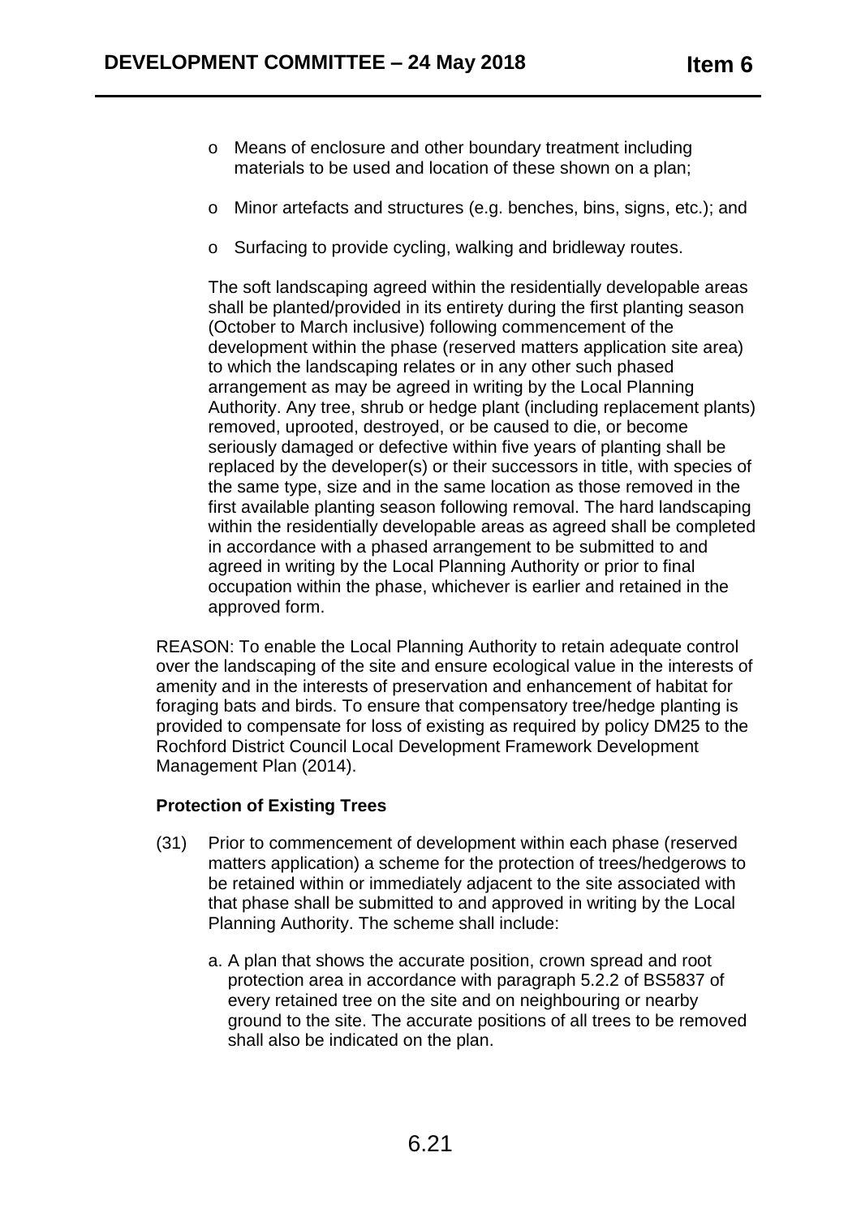- Means of enclosure and other boundary treatment including materials to be used and location of these shown on a plan;
- Minor artefacts and structures (e.g. benches, bins, signs, etc.); and
- Surfacing to provide cycling, walking and bridleway routes.

The soft landscaping agreed within the residentially developable areas shall be planted/provided in its entirety during the first planting season (October to March inclusive) following commencement of the development within the phase (reserved matters application site area) to which the landscaping relates or in any other such phased arrangement as may be agreed in writing by the Local Planning Authority. Any tree, shrub or hedge plant (including replacement plants) removed, uprooted, destroyed, or be caused to die, or become seriously damaged or defective within five years of planting shall be replaced by the developer(s) or their successors in title, with species of the same type, size and in the same location as those removed in the first available planting season following removal. The hard landscaping within the residentially developable areas as agreed shall be completed in accordance with a phased arrangement to be submitted to and agreed in writing by the Local Planning Authority or prior to final occupation within the phase, whichever is earlier and retained in the approved form.

REASON: To enable the Local Planning Authority to retain adequate control over the landscaping of the site and ensure ecological value in the interests of amenity and in the interests of preservation and enhancement of habitat for foraging bats and birds. To ensure that compensatory tree/hedge planting is provided to compensate for loss of existing as required by policy DM25 to the Rochford District Council Local Development Framework Development Management Plan (2014).

**Protection of Existing Trees**

(31) Prior to commencement of development within each phase (reserved matters application) a scheme for the protection of trees/hedgerows to be retained within or immediately adjacent to the site associated with that phase shall be submitted to and approved in writing by the Local Planning Authority. The scheme shall include:

a. A plan that shows the accurate position, crown spread and root protection area in accordance with paragraph 5.2.2 of BS5837 of every retained tree on the site and on neighbouring or nearby ground to the site. The accurate positions of all trees to be removed shall also be indicated on the plan.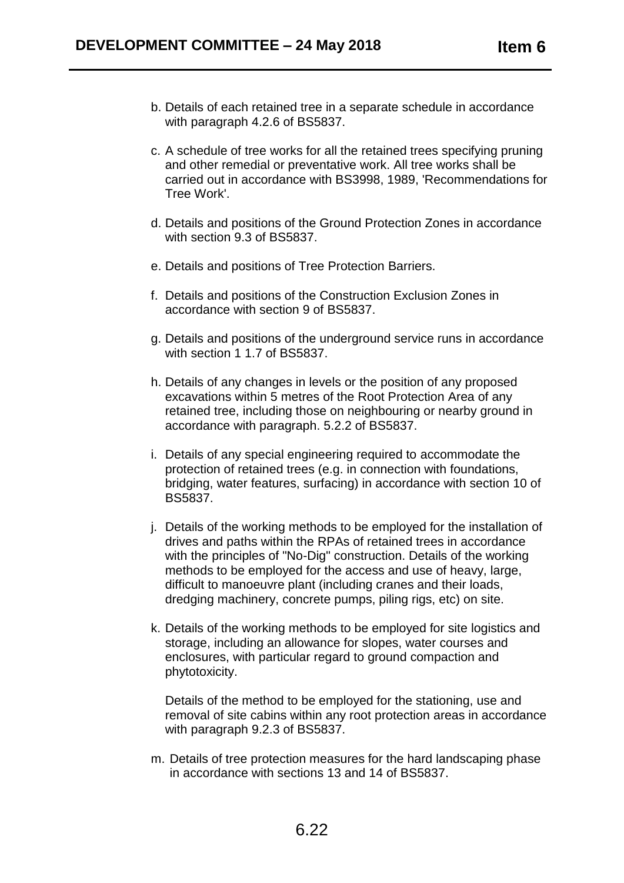b. Details of each retained tree in a separate schedule in accordance with paragraph 4.2.6 of BS5837.

c. A schedule of tree works for all the retained trees specifying pruning and other remedial or preventative work. All tree works shall be carried out in accordance with BS3998, 1989, 'Recommendations for Tree Work'.

d. Details and positions of the Ground Protection Zones in accordance with section 9.3 of BS5837.

e. Details and positions of Tree Protection Barriers.

f. Details and positions of the Construction Exclusion Zones in accordance with section 9 of BS5837.

g. Details and positions of the underground service runs in accordance with section 1 1.7 of BS5837.

h. Details of any changes in levels or the position of any proposed excavations within 5 metres of the Root Protection Area of any retained tree, including those on neighbouring or nearby ground in accordance with paragraph. 5.2.2 of BS5837.

i. Details of any special engineering required to accommodate the protection of retained trees (e.g. in connection with foundations, bridging, water features, surfacing) in accordance with section 10 of BS5837.

j. Details of the working methods to be employed for the installation of drives and paths within the RPAs of retained trees in accordance with the principles of "No-Dig" construction. Details of the working methods to be employed for the access and use of heavy, large, difficult to manoeuvre plant (including cranes and their loads, dredging machinery, concrete pumps, piling rigs, etc) on site.

k. Details of the working methods to be employed for site logistics and storage, including an allowance for slopes, water courses and enclosures, with particular regard to ground compaction and phytotoxicity.

   Details of the method to be employed for the stationing, use and removal of site cabins within any root protection areas in accordance with paragraph 9.2.3 of BS5837.

m. Details of tree protection measures for the hard landscaping phase in accordance with sections 13 and 14 of BS5837.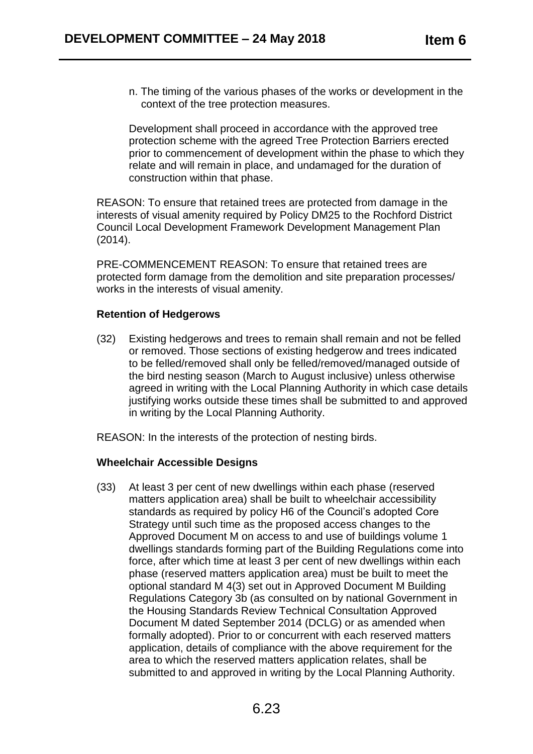n. The timing of the various phases of the works or development in the context of the tree protection measures.

Development shall proceed in accordance with the approved tree protection scheme with the agreed Tree Protection Barriers erected prior to commencement of development within the phase to which they relate and will remain in place, and undamaged for the duration of construction within that phase.

REASON: To ensure that retained trees are protected from damage in the interests of visual amenity required by Policy DM25 to the Rochford District Council Local Development Framework Development Management Plan (2014).

PRE-COMMENCEMENT REASON: To ensure that retained trees are protected form damage from the demolition and site preparation processes/ works in the interests of visual amenity.

**Retention of Hedgerows**

(32) Existing hedgerows and trees to remain shall remain and not be felled or removed. Those sections of existing hedgerow and trees indicated to be felled/removed shall only be felled/removed/managed outside of the bird nesting season (March to August inclusive) unless otherwise agreed in writing with the Local Planning Authority in which case details justifying works outside these times shall be submitted to and approved in writing by the Local Planning Authority.

REASON: In the interests of the protection of nesting birds.

**Wheelchair Accessible Designs**

(33) At least 3 per cent of new dwellings within each phase (reserved matters application area) shall be built to wheelchair accessibility standards as required by policy H6 of the Council's adopted Core Strategy until such time as the proposed access changes to the Approved Document M on access to and use of buildings volume 1 dwellings standards forming part of the Building Regulations come into force, after which time at least 3 per cent of new dwellings within each phase (reserved matters application area) must be built to meet the optional standard M 4(3) set out in Approved Document M Building Regulations Category 3b (as consulted on by national Government in the Housing Standards Review Technical Consultation Approved Document M dated September 2014 (DCLG) or as amended when formally adopted). Prior to or concurrent with each reserved matters application, details of compliance with the above requirement for the area to which the reserved matters application relates, shall be submitted to and approved in writing by the Local Planning Authority.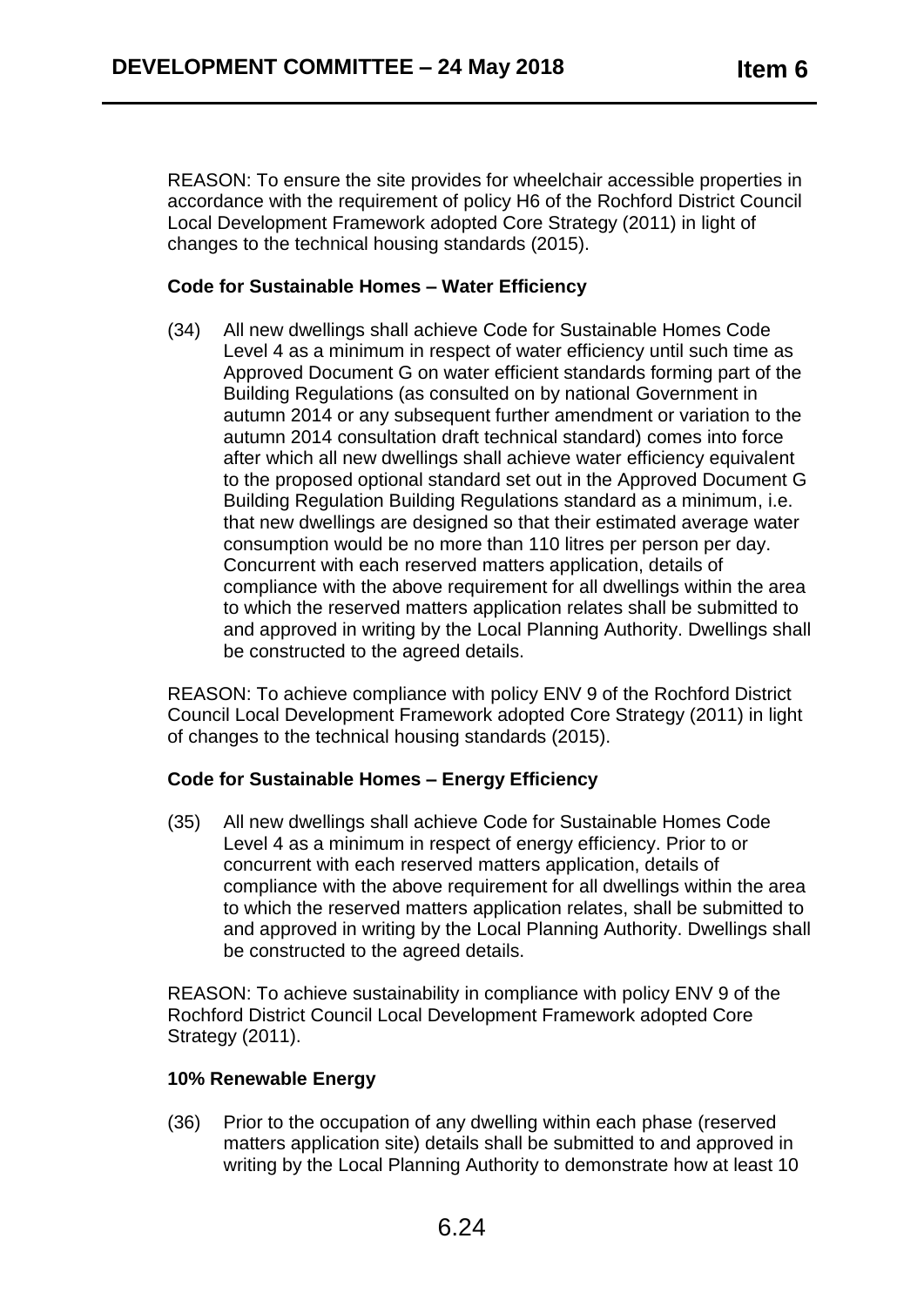REASON: To ensure the site provides for wheelchair accessible properties in accordance with the requirement of policy H6 of the Rochford District Council Local Development Framework adopted Core Strategy (2011) in light of changes to the technical housing standards (2015).

**Code for Sustainable Homes – Water Efficiency**

(34) All new dwellings shall achieve Code for Sustainable Homes Code Level 4 as a minimum in respect of water efficiency until such time as Approved Document G on water efficient standards forming part of the Building Regulations (as consulted on by national Government in autumn 2014 or any subsequent further amendment or variation to the autumn 2014 consultation draft technical standard) comes into force after which all new dwellings shall achieve water efficiency equivalent to the proposed optional standard set out in the Approved Document G Building Regulation Building Regulations standard as a minimum, i.e. that new dwellings are designed so that their estimated average water consumption would be no more than 110 litres per person per day. Concurrent with each reserved matters application, details of compliance with the above requirement for all dwellings within the area to which the reserved matters application relates shall be submitted to and approved in writing by the Local Planning Authority. Dwellings shall be constructed to the agreed details.

REASON: To achieve compliance with policy ENV 9 of the Rochford District Council Local Development Framework adopted Core Strategy (2011) in light of changes to the technical housing standards (2015).

**Code for Sustainable Homes – Energy Efficiency**

(35) All new dwellings shall achieve Code for Sustainable Homes Code Level 4 as a minimum in respect of energy efficiency. Prior to or concurrent with each reserved matters application, details of compliance with the above requirement for all dwellings within the area to which the reserved matters application relates, shall be submitted to and approved in writing by the Local Planning Authority. Dwellings shall be constructed to the agreed details.

REASON: To achieve sustainability in compliance with policy ENV 9 of the Rochford District Council Local Development Framework adopted Core Strategy (2011).

**10% Renewable Energy**

(36) Prior to the occupation of any dwelling within each phase (reserved matters application site) details shall be submitted to and approved in writing by the Local Planning Authority to demonstrate how at least 10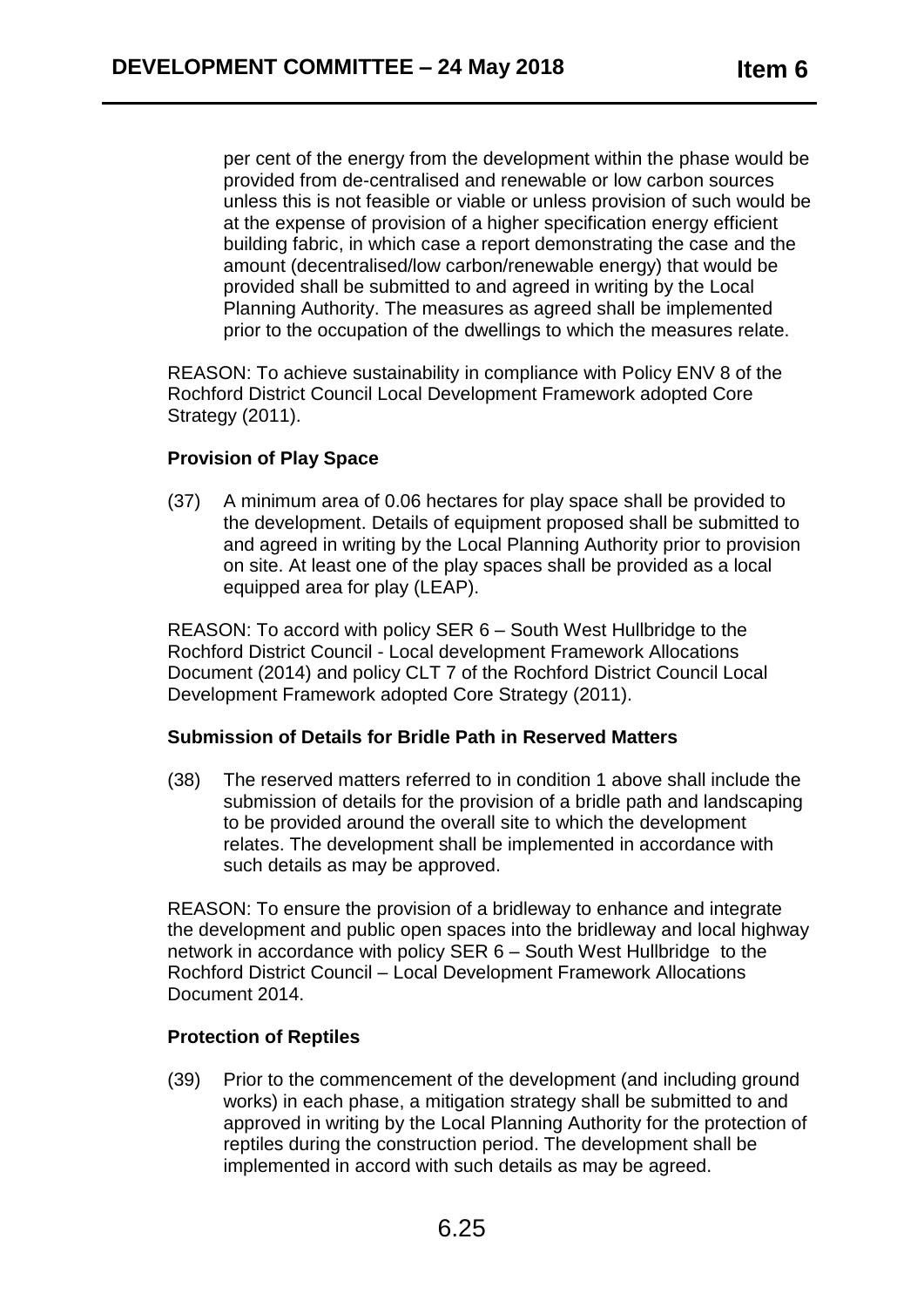per cent of the energy from the development within the phase would be provided from de-centralised and renewable or low carbon sources unless this is not feasible or viable or unless provision of such would be at the expense of provision of a higher specification energy efficient building fabric, in which case a report demonstrating the case and the amount (decentralised/low carbon/renewable energy) that would be provided shall be submitted to and agreed in writing by the Local Planning Authority. The measures as agreed shall be implemented prior to the occupation of the dwellings to which the measures relate.

REASON: To achieve sustainability in compliance with Policy ENV 8 of the Rochford District Council Local Development Framework adopted Core Strategy (2011).

**Provision of Play Space**

(37) A minimum area of 0.06 hectares for play space shall be provided to the development. Details of equipment proposed shall be submitted to and agreed in writing by the Local Planning Authority prior to provision on site. At least one of the play spaces shall be provided as a local equipped area for play (LEAP).

REASON: To accord with policy SER 6 – South West Hullbridge to the Rochford District Council - Local development Framework Allocations Document (2014) and policy CLT 7 of the Rochford District Council Local Development Framework adopted Core Strategy (2011).

**Submission of Details for Bridle Path in Reserved Matters**

(38) The reserved matters referred to in condition 1 above shall include the submission of details for the provision of a bridle path and landscaping to be provided around the overall site to which the development relates. The development shall be implemented in accordance with such details as may be approved.

REASON: To ensure the provision of a bridleway to enhance and integrate the development and public open spaces into the bridleway and local highway network in accordance with policy SER 6 – South West Hullbridge to the Rochford District Council – Local Development Framework Allocations Document 2014.

**Protection of Reptiles**

(39) Prior to the commencement of the development (and including ground works) in each phase, a mitigation strategy shall be submitted to and approved in writing by the Local Planning Authority for the protection of reptiles during the construction period. The development shall be implemented in accord with such details as may be agreed.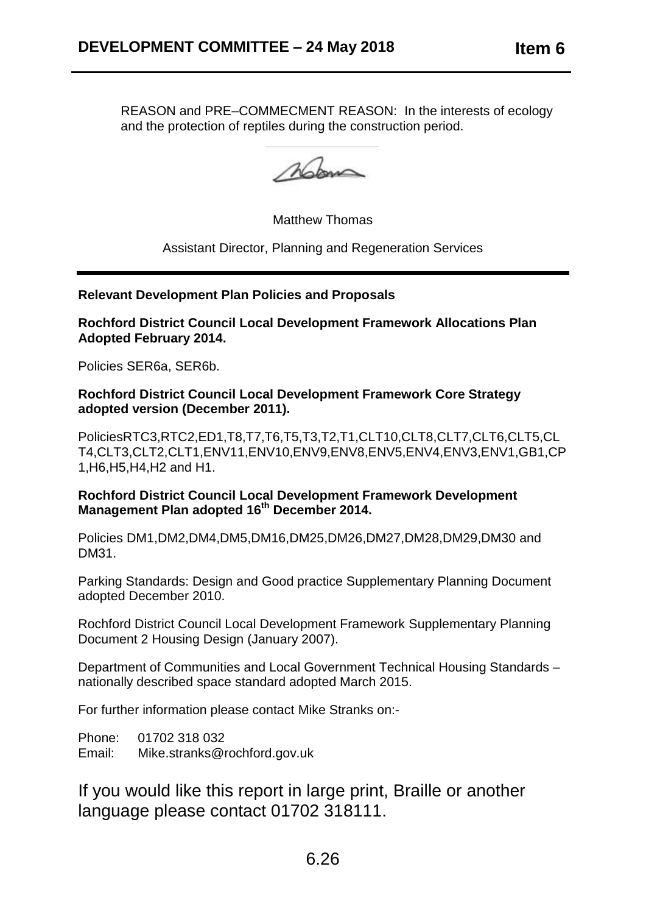REASON and PRE–COMMECMENT REASON: In the interests of ecology and the protection of reptiles during the construction period.

Matthew Thomas

Assistant Director, Planning and Regeneration Services

**Relevant Development Plan Policies and Proposals**

**Rochford District Council Local Development Framework Allocations Plan Adopted February 2014.**

Policies SER6a, SER6b.

**Rochford District Council Local Development Framework Core Strategy adopted version (December 2011).**

PoliciesRTC3,RTC2,ED1,T8,T7,T6,T5,T3,T2,T1,CLT10,CLT8,CLT7,CLT6,CLT5,CLT4,CLT3,CLT2,CLT1,ENV11,ENV10,ENV9,ENV8,ENV5,ENV4,ENV3,ENV1,GB1,CP1,H6,H5,H4,H2 and H1.

**Rochford District Council Local Development Framework Development Management Plan adopted 16th December 2014.**

Policies DM1,DM2,DM4,DM5,DM16,DM25,DM26,DM27,DM28,DM29,DM30 and DM31.

Parking Standards: Design and Good practice Supplementary Planning Document adopted December 2010.

Rochford District Council Local Development Framework Supplementary Planning Document 2 Housing Design (January 2007).

Department of Communities and Local Government Technical Housing Standards – nationally described space standard adopted March 2015.

For further information please contact Mike Stranks on:-

Phone: 01702 318 032
Email: Mike.stranks@rochford.gov.uk

If you would like this report in large print, Braille or another language please contact 01702 318111.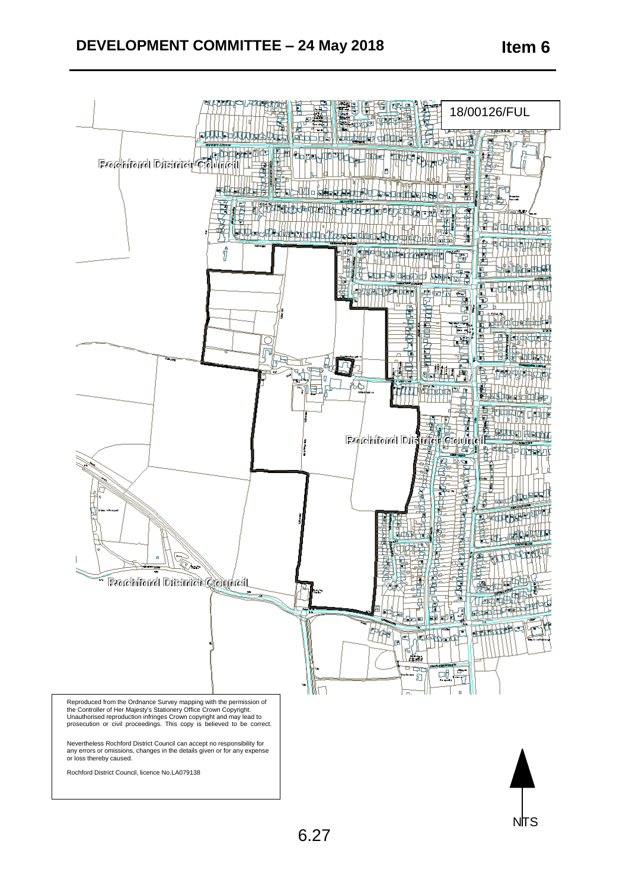# DEVELOPMENT COMMITTEE – 24 May 2018

**Item 6**

18/00126/FUL

Rochford District Council

Rochford District Council

Rochford District Council

Reproduced from the Ordnance Survey mapping with the permission of the Controller of Her Majesty's Stationery Office Crown Copyright. Unauthorised reproduction infringes Crown copyright and may lead to prosecution or civil proceedings. This copy is believed to be correct.

Nevertheless Rochford District Council can accept no responsibility for any errors or omissions, changes in the details given or for any expense or loss thereby caused.

Rochford District Council, licence No.LA079138

NTS